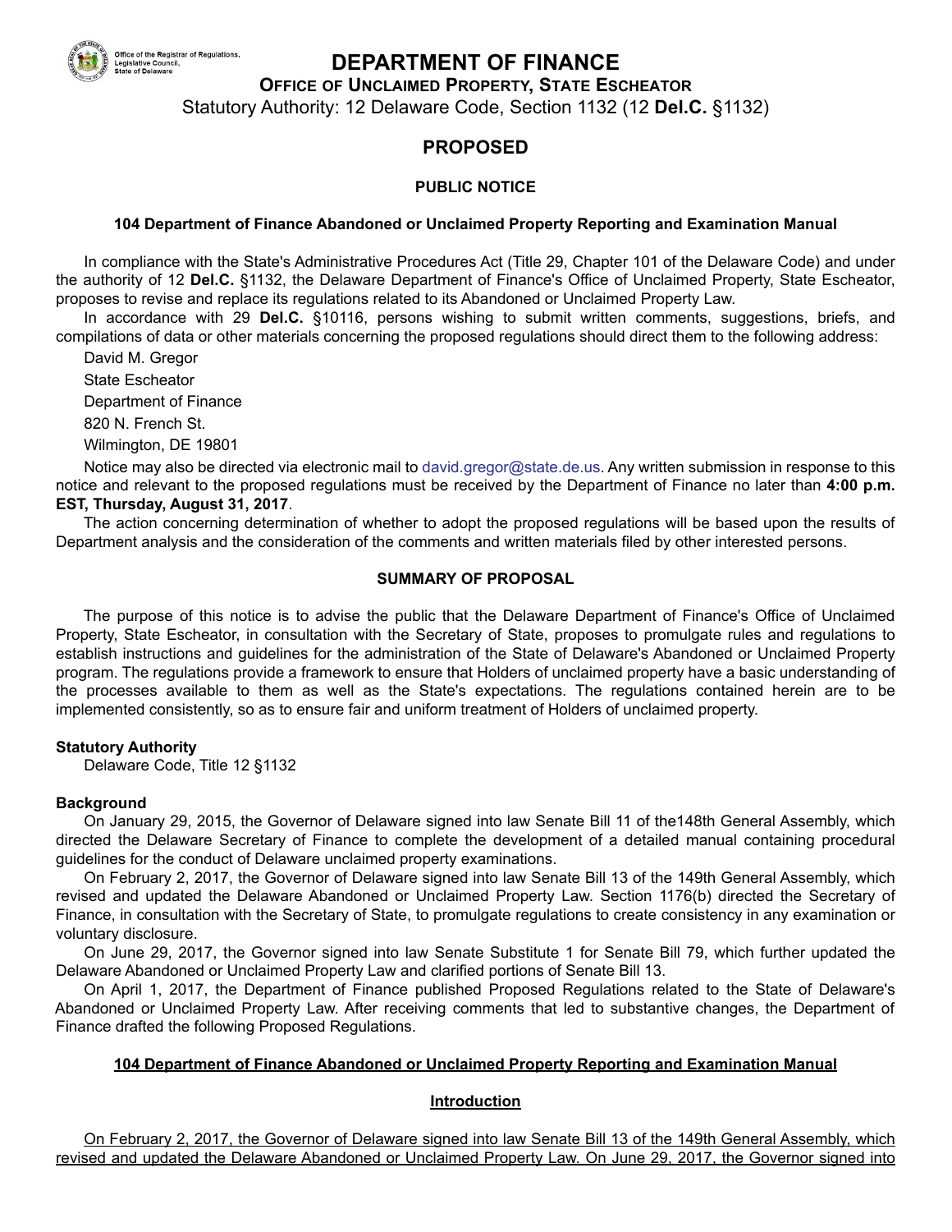# DEPARTMENT OF FINANCE

## OFFICE OF UNCLAIMED PROPERTY, STATE ESCHEATOR

Statutory Authority: 12 Delaware Code, Section 1132 (12 **Del.C.** §1132)

## PROPOSED

### PUBLIC NOTICE

**104 Department of Finance Abandoned or Unclaimed Property Reporting and Examination Manual**

In compliance with the State's Administrative Procedures Act (Title 29, Chapter 101 of the Delaware Code) and under the authority of 12 **Del.C.** §1132, the Delaware Department of Finance's Office of Unclaimed Property, State Escheator, proposes to revise and replace its regulations related to its Abandoned or Unclaimed Property Law.

In accordance with 29 **Del.C.** §10116, persons wishing to submit written comments, suggestions, briefs, and compilations of data or other materials concerning the proposed regulations should direct them to the following address:

David M. Gregor

State Escheator

Department of Finance

820 N. French St.

Wilmington, DE 19801

Notice may also be directed via electronic mail to david.gregor@state.de.us. Any written submission in response to this notice and relevant to the proposed regulations must be received by the Department of Finance no later than **4:00 p.m. EST, Thursday, August 31, 2017**.

The action concerning determination of whether to adopt the proposed regulations will be based upon the results of Department analysis and the consideration of the comments and written materials filed by other interested persons.

### SUMMARY OF PROPOSAL

The purpose of this notice is to advise the public that the Delaware Department of Finance's Office of Unclaimed Property, State Escheator, in consultation with the Secretary of State, proposes to promulgate rules and regulations to establish instructions and guidelines for the administration of the State of Delaware's Abandoned or Unclaimed Property program. The regulations provide a framework to ensure that Holders of unclaimed property have a basic understanding of the processes available to them as well as the State's expectations. The regulations contained herein are to be implemented consistently, so as to ensure fair and uniform treatment of Holders of unclaimed property.

**Statutory Authority**

Delaware Code, Title 12 §1132

**Background**

On January 29, 2015, the Governor of Delaware signed into law Senate Bill 11 of the148th General Assembly, which directed the Delaware Secretary of Finance to complete the development of a detailed manual containing procedural guidelines for the conduct of Delaware unclaimed property examinations.

On February 2, 2017, the Governor of Delaware signed into law Senate Bill 13 of the 149th General Assembly, which revised and updated the Delaware Abandoned or Unclaimed Property Law. Section 1176(b) directed the Secretary of Finance, in consultation with the Secretary of State, to promulgate regulations to create consistency in any examination or voluntary disclosure.

On June 29, 2017, the Governor signed into law Senate Substitute 1 for Senate Bill 79, which further updated the Delaware Abandoned or Unclaimed Property Law and clarified portions of Senate Bill 13.

On April 1, 2017, the Department of Finance published Proposed Regulations related to the State of Delaware's Abandoned or Unclaimed Property Law. After receiving comments that led to substantive changes, the Department of Finance drafted the following Proposed Regulations.

**104 Department of Finance Abandoned or Unclaimed Property Reporting and Examination Manual**

**Introduction**

On February 2, 2017, the Governor of Delaware signed into law Senate Bill 13 of the 149th General Assembly, which revised and updated the Delaware Abandoned or Unclaimed Property Law. On June 29, 2017, the Governor signed into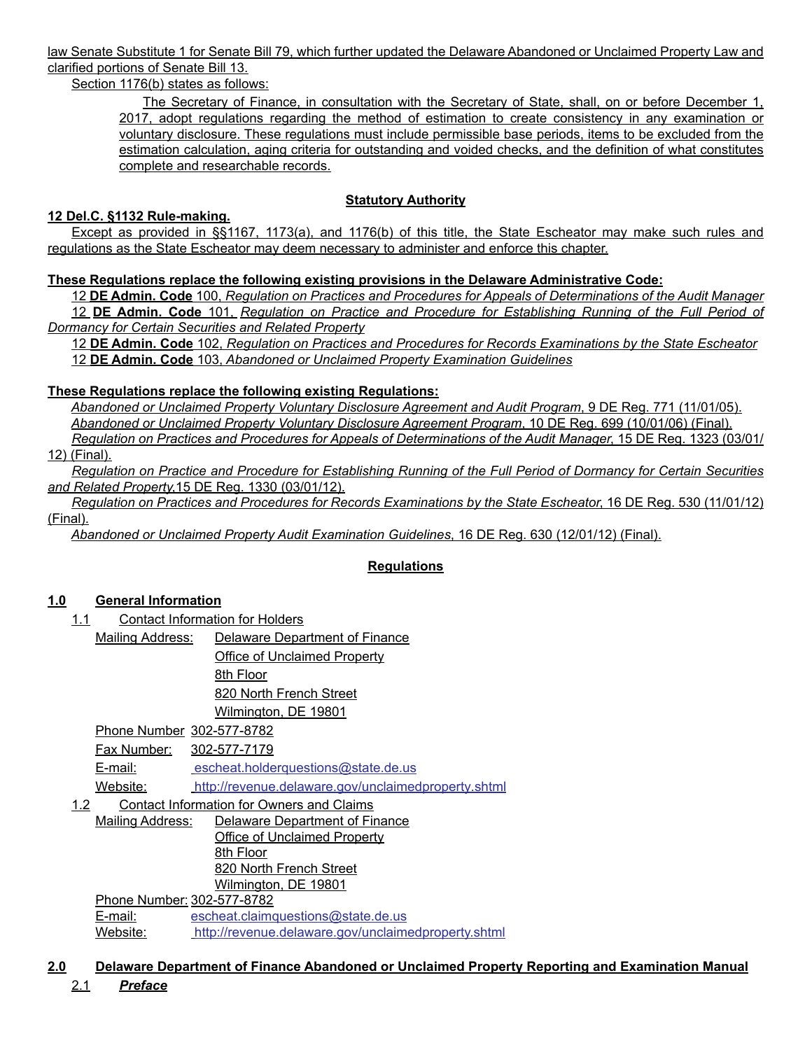law Senate Substitute 1 for Senate Bill 79, which further updated the Delaware Abandoned or Unclaimed Property Law and clarified portions of Senate Bill 13.

Section 1176(b) states as follows:

> The Secretary of Finance, in consultation with the Secretary of State, shall, on or before December 1, 2017, adopt regulations regarding the method of estimation to create consistency in any examination or voluntary disclosure. These regulations must include permissible base periods, items to be excluded from the estimation calculation, aging criteria for outstanding and voided checks, and the definition of what constitutes complete and researchable records.

**Statutory Authority**

**12 Del.C. §1132 Rule-making.**

Except as provided in §§1167, 1173(a), and 1176(b) of this title, the State Escheator may make such rules and regulations as the State Escheator may deem necessary to administer and enforce this chapter.

**These Regulations replace the following existing provisions in the Delaware Administrative Code:**

12 **DE Admin. Code** 100, *Regulation on Practices and Procedures for Appeals of Determinations of the Audit Manager*

12 **DE Admin. Code** 101, *Regulation on Practice and Procedure for Establishing Running of the Full Period of Dormancy for Certain Securities and Related Property*

12 **DE Admin. Code** 102, *Regulation on Practices and Procedures for Records Examinations by the State Escheator*

12 **DE Admin. Code** 103, *Abandoned or Unclaimed Property Examination Guidelines*

**These Regulations replace the following existing Regulations:**

*Abandoned or Unclaimed Property Voluntary Disclosure Agreement and Audit Program*, 9 DE Reg. 771 (11/01/05).

*Abandoned or Unclaimed Property Voluntary Disclosure Agreement Program*, 10 DE Reg. 699 (10/01/06) (Final).

*Regulation on Practices and Procedures for Appeals of Determinations of the Audit Manager*, 15 DE Reg. 1323 (03/01/12) (Final).

*Regulation on Practice and Procedure for Establishing Running of the Full Period of Dormancy for Certain Securities and Related Property*,15 DE Reg. 1330 (03/01/12).

*Regulation on Practices and Procedures for Records Examinations by the State Escheator*, 16 DE Reg. 530 (11/01/12) (Final).

*Abandoned or Unclaimed Property Audit Examination Guidelines*, 16 DE Reg. 630 (12/01/12) (Final).

**Regulations**

**1.0 General Information**

1.1 Contact Information for Holders

Mailing Address: Delaware Department of Finance
Office of Unclaimed Property
8th Floor
820 North French Street
Wilmington, DE 19801

Phone Number 302-577-8782

Fax Number: 302-577-7179

E-mail: escheat.holderquestions@state.de.us

Website: http://revenue.delaware.gov/unclaimedproperty.shtml

1.2 Contact Information for Owners and Claims

Mailing Address: Delaware Department of Finance
Office of Unclaimed Property
8th Floor
820 North French Street
Wilmington, DE 19801

Phone Number: 302-577-8782

E-mail: escheat.claimquestions@state.de.us

Website: http://revenue.delaware.gov/unclaimedproperty.shtml

**2.0 Delaware Department of Finance Abandoned or Unclaimed Property Reporting and Examination Manual**

2.1 ***Preface***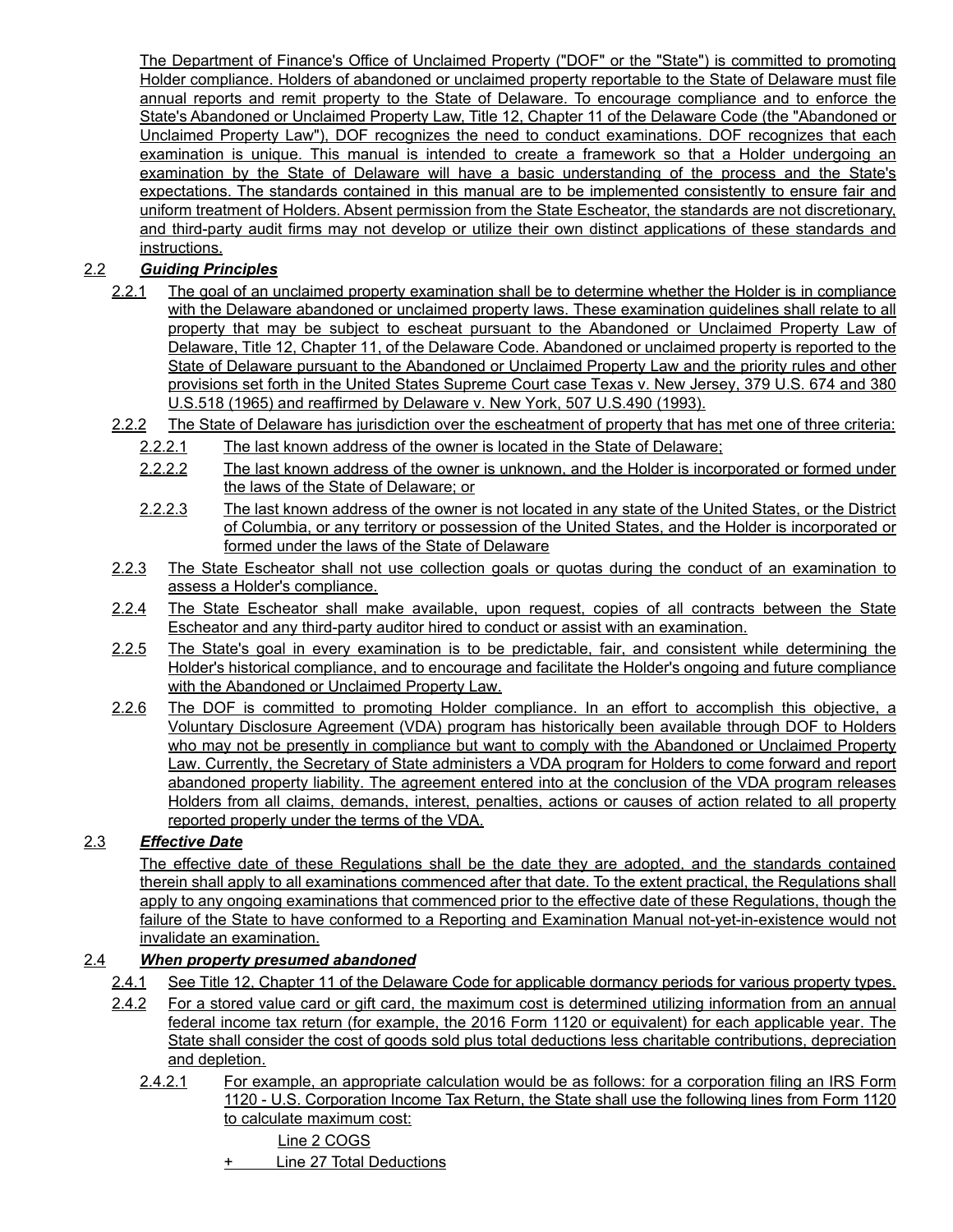The Department of Finance's Office of Unclaimed Property ("DOF" or the "State") is committed to promoting Holder compliance. Holders of abandoned or unclaimed property reportable to the State of Delaware must file annual reports and remit property to the State of Delaware. To encourage compliance and to enforce the State's Abandoned or Unclaimed Property Law, Title 12, Chapter 11 of the Delaware Code (the "Abandoned or Unclaimed Property Law"), DOF recognizes the need to conduct examinations. DOF recognizes that each examination is unique. This manual is intended to create a framework so that a Holder undergoing an examination by the State of Delaware will have a basic understanding of the process and the State's expectations. The standards contained in this manual are to be implemented consistently to ensure fair and uniform treatment of Holders. Absent permission from the State Escheator, the standards are not discretionary, and third-party audit firms may not develop or utilize their own distinct applications of these standards and instructions.

2.2 ***Guiding Principles***

2.2.1 The goal of an unclaimed property examination shall be to determine whether the Holder is in compliance with the Delaware abandoned or unclaimed property laws. These examination guidelines shall relate to all property that may be subject to escheat pursuant to the Abandoned or Unclaimed Property Law of Delaware, Title 12, Chapter 11, of the Delaware Code. Abandoned or unclaimed property is reported to the State of Delaware pursuant to the Abandoned or Unclaimed Property Law and the priority rules and other provisions set forth in the United States Supreme Court case Texas v. New Jersey, 379 U.S. 674 and 380 U.S.518 (1965) and reaffirmed by Delaware v. New York, 507 U.S.490 (1993).

2.2.2 The State of Delaware has jurisdiction over the escheatment of property that has met one of three criteria:

2.2.2.1 The last known address of the owner is located in the State of Delaware;

2.2.2.2 The last known address of the owner is unknown, and the Holder is incorporated or formed under the laws of the State of Delaware; or

2.2.2.3 The last known address of the owner is not located in any state of the United States, or the District of Columbia, or any territory or possession of the United States, and the Holder is incorporated or formed under the laws of the State of Delaware

2.2.3 The State Escheator shall not use collection goals or quotas during the conduct of an examination to assess a Holder's compliance.

2.2.4 The State Escheator shall make available, upon request, copies of all contracts between the State Escheator and any third-party auditor hired to conduct or assist with an examination.

2.2.5 The State's goal in every examination is to be predictable, fair, and consistent while determining the Holder's historical compliance, and to encourage and facilitate the Holder's ongoing and future compliance with the Abandoned or Unclaimed Property Law.

2.2.6 The DOF is committed to promoting Holder compliance. In an effort to accomplish this objective, a Voluntary Disclosure Agreement (VDA) program has historically been available through DOF to Holders who may not be presently in compliance but want to comply with the Abandoned or Unclaimed Property Law. Currently, the Secretary of State administers a VDA program for Holders to come forward and report abandoned property liability. The agreement entered into at the conclusion of the VDA program releases Holders from all claims, demands, interest, penalties, actions or causes of action related to all property reported properly under the terms of the VDA.

2.3 ***Effective Date***

The effective date of these Regulations shall be the date they are adopted, and the standards contained therein shall apply to all examinations commenced after that date. To the extent practical, the Regulations shall apply to any ongoing examinations that commenced prior to the effective date of these Regulations, though the failure of the State to have conformed to a Reporting and Examination Manual not-yet-in-existence would not invalidate an examination.

2.4 ***When property presumed abandoned***

2.4.1 See Title 12, Chapter 11 of the Delaware Code for applicable dormancy periods for various property types.

2.4.2 For a stored value card or gift card, the maximum cost is determined utilizing information from an annual federal income tax return (for example, the 2016 Form 1120 or equivalent) for each applicable year. The State shall consider the cost of goods sold plus total deductions less charitable contributions, depreciation and depletion.

2.4.2.1 For example, an appropriate calculation would be as follows: for a corporation filing an IRS Form 1120 - U.S. Corporation Income Tax Return, the State shall use the following lines from Form 1120 to calculate maximum cost:

Line 2 COGS

\+ Line 27 Total Deductions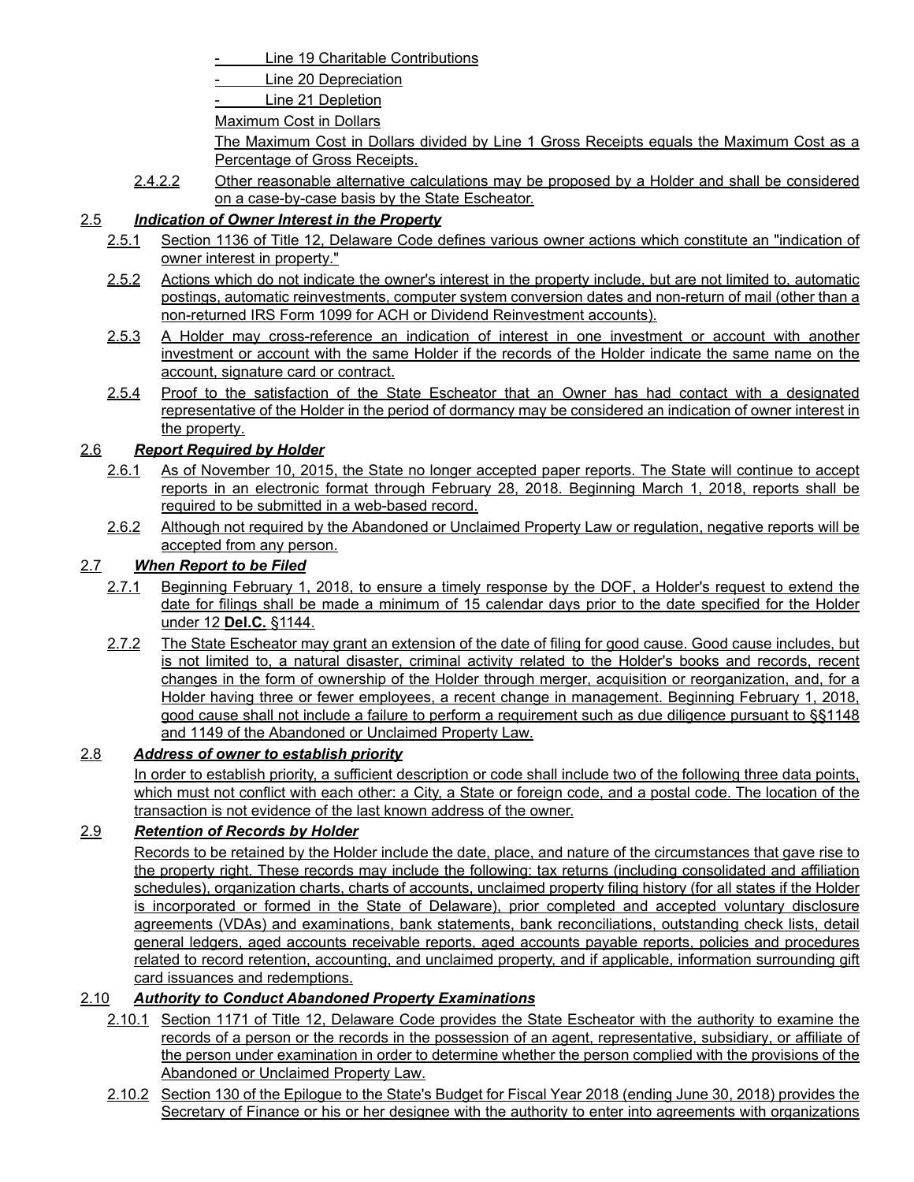- Line 19 Charitable Contributions
- Line 20 Depreciation
- Line 21 Depletion

Maximum Cost in Dollars

The Maximum Cost in Dollars divided by Line 1 Gross Receipts equals the Maximum Cost as a Percentage of Gross Receipts.

2.4.2.2 Other reasonable alternative calculations may be proposed by a Holder and shall be considered on a case-by-case basis by the State Escheator.

### 2.5 *Indication of Owner Interest in the Property*

2.5.1 Section 1136 of Title 12, Delaware Code defines various owner actions which constitute an "indication of owner interest in property."

2.5.2 Actions which do not indicate the owner's interest in the property include, but are not limited to, automatic postings, automatic reinvestments, computer system conversion dates and non-return of mail (other than a non-returned IRS Form 1099 for ACH or Dividend Reinvestment accounts).

2.5.3 A Holder may cross-reference an indication of interest in one investment or account with another investment or account with the same Holder if the records of the Holder indicate the same name on the account, signature card or contract.

2.5.4 Proof to the satisfaction of the State Escheator that an Owner has had contact with a designated representative of the Holder in the period of dormancy may be considered an indication of owner interest in the property.

### 2.6 *Report Required by Holder*

2.6.1 As of November 10, 2015, the State no longer accepted paper reports. The State will continue to accept reports in an electronic format through February 28, 2018. Beginning March 1, 2018, reports shall be required to be submitted in a web-based record.

2.6.2 Although not required by the Abandoned or Unclaimed Property Law or regulation, negative reports will be accepted from any person.

### 2.7 *When Report to be Filed*

2.7.1 Beginning February 1, 2018, to ensure a timely response by the DOF, a Holder's request to extend the date for filings shall be made a minimum of 15 calendar days prior to the date specified for the Holder under 12 **Del.C.** §1144.

2.7.2 The State Escheator may grant an extension of the date of filing for good cause. Good cause includes, but is not limited to, a natural disaster, criminal activity related to the Holder's books and records, recent changes in the form of ownership of the Holder through merger, acquisition or reorganization, and, for a Holder having three or fewer employees, a recent change in management. Beginning February 1, 2018, good cause shall not include a failure to perform a requirement such as due diligence pursuant to §§1148 and 1149 of the Abandoned or Unclaimed Property Law.

### 2.8 *Address of owner to establish priority*

In order to establish priority, a sufficient description or code shall include two of the following three data points, which must not conflict with each other: a City, a State or foreign code, and a postal code. The location of the transaction is not evidence of the last known address of the owner.

### 2.9 *Retention of Records by Holder*

Records to be retained by the Holder include the date, place, and nature of the circumstances that gave rise to the property right. These records may include the following: tax returns (including consolidated and affiliation schedules), organization charts, charts of accounts, unclaimed property filing history (for all states if the Holder is incorporated or formed in the State of Delaware), prior completed and accepted voluntary disclosure agreements (VDAs) and examinations, bank statements, bank reconciliations, outstanding check lists, detail general ledgers, aged accounts receivable reports, aged accounts payable reports, policies and procedures related to record retention, accounting, and unclaimed property, and if applicable, information surrounding gift card issuances and redemptions.

### 2.10 *Authority to Conduct Abandoned Property Examinations*

2.10.1 Section 1171 of Title 12, Delaware Code provides the State Escheator with the authority to examine the records of a person or the records in the possession of an agent, representative, subsidiary, or affiliate of the person under examination in order to determine whether the person complied with the provisions of the Abandoned or Unclaimed Property Law.

2.10.2 Section 130 of the Epilogue to the State's Budget for Fiscal Year 2018 (ending June 30, 2018) provides the Secretary of Finance or his or her designee with the authority to enter into agreements with organizations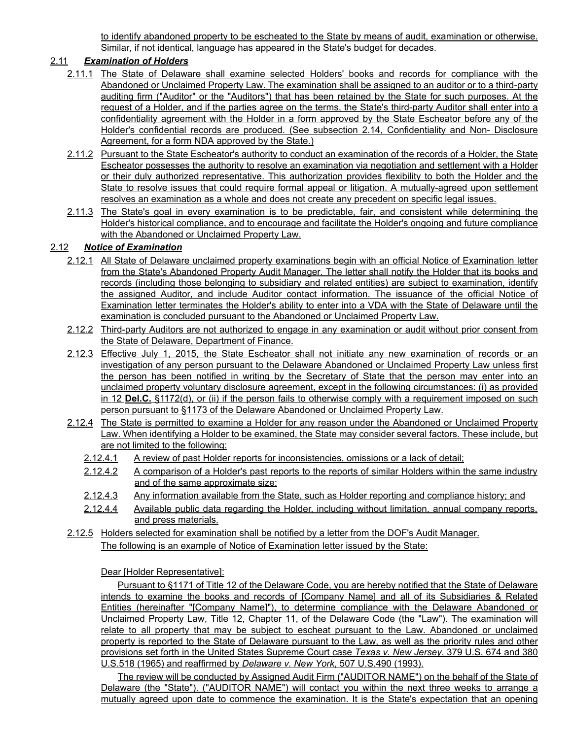to identify abandoned property to be escheated to the State by means of audit, examination or otherwise. Similar, if not identical, language has appeared in the State's budget for decades.

2.11 ***Examination of Holders***

2.11.1 The State of Delaware shall examine selected Holders' books and records for compliance with the Abandoned or Unclaimed Property Law. The examination shall be assigned to an auditor or to a third-party auditing firm ("Auditor" or the "Auditors") that has been retained by the State for such purposes. At the request of a Holder, and if the parties agree on the terms, the State's third-party Auditor shall enter into a confidentiality agreement with the Holder in a form approved by the State Escheator before any of the Holder's confidential records are produced. (See subsection 2.14, Confidentiality and Non- Disclosure Agreement, for a form NDA approved by the State.)

2.11.2 Pursuant to the State Escheator's authority to conduct an examination of the records of a Holder, the State Escheator possesses the authority to resolve an examination via negotiation and settlement with a Holder or their duly authorized representative. This authorization provides flexibility to both the Holder and the State to resolve issues that could require formal appeal or litigation. A mutually-agreed upon settlement resolves an examination as a whole and does not create any precedent on specific legal issues.

2.11.3 The State's goal in every examination is to be predictable, fair, and consistent while determining the Holder's historical compliance, and to encourage and facilitate the Holder's ongoing and future compliance with the Abandoned or Unclaimed Property Law.

2.12 ***Notice of Examination***

2.12.1 All State of Delaware unclaimed property examinations begin with an official Notice of Examination letter from the State's Abandoned Property Audit Manager. The letter shall notify the Holder that its books and records (including those belonging to subsidiary and related entities) are subject to examination, identify the assigned Auditor, and include Auditor contact information. The issuance of the official Notice of Examination letter terminates the Holder's ability to enter into a VDA with the State of Delaware until the examination is concluded pursuant to the Abandoned or Unclaimed Property Law.

2.12.2 Third-party Auditors are not authorized to engage in any examination or audit without prior consent from the State of Delaware, Department of Finance.

2.12.3 Effective July 1, 2015, the State Escheator shall not initiate any new examination of records or an investigation of any person pursuant to the Delaware Abandoned or Unclaimed Property Law unless first the person has been notified in writing by the Secretary of State that the person may enter into an unclaimed property voluntary disclosure agreement, except in the following circumstances: (i) as provided in 12 **Del.C.** §1172(d), or (ii) if the person fails to otherwise comply with a requirement imposed on such person pursuant to §1173 of the Delaware Abandoned or Unclaimed Property Law.

2.12.4 The State is permitted to examine a Holder for any reason under the Abandoned or Unclaimed Property Law. When identifying a Holder to be examined, the State may consider several factors. These include, but are not limited to the following:

2.12.4.1 A review of past Holder reports for inconsistencies, omissions or a lack of detail;

2.12.4.2 A comparison of a Holder's past reports to the reports of similar Holders within the same industry and of the same approximate size;

2.12.4.3 Any information available from the State, such as Holder reporting and compliance history; and

2.12.4.4 Available public data regarding the Holder, including without limitation, annual company reports, and press materials.

2.12.5 Holders selected for examination shall be notified by a letter from the DOF's Audit Manager.

The following is an example of Notice of Examination letter issued by the State:

Dear [Holder Representative]:

Pursuant to §1171 of Title 12 of the Delaware Code, you are hereby notified that the State of Delaware intends to examine the books and records of [Company Name] and all of its Subsidiaries & Related Entities (hereinafter "[Company Name]"), to determine compliance with the Delaware Abandoned or Unclaimed Property Law, Title 12, Chapter 11, of the Delaware Code (the "Law"). The examination will relate to all property that may be subject to escheat pursuant to the Law. Abandoned or unclaimed property is reported to the State of Delaware pursuant to the Law, as well as the priority rules and other provisions set forth in the United States Supreme Court case *Texas v. New Jersey*, 379 U.S. 674 and 380 U.S.518 (1965) and reaffirmed by *Delaware v. New York*, 507 U.S.490 (1993).

The review will be conducted by Assigned Audit Firm ("AUDITOR NAME") on the behalf of the State of Delaware (the "State"). ("AUDITOR NAME") will contact you within the next three weeks to arrange a mutually agreed upon date to commence the examination. It is the State's expectation that an opening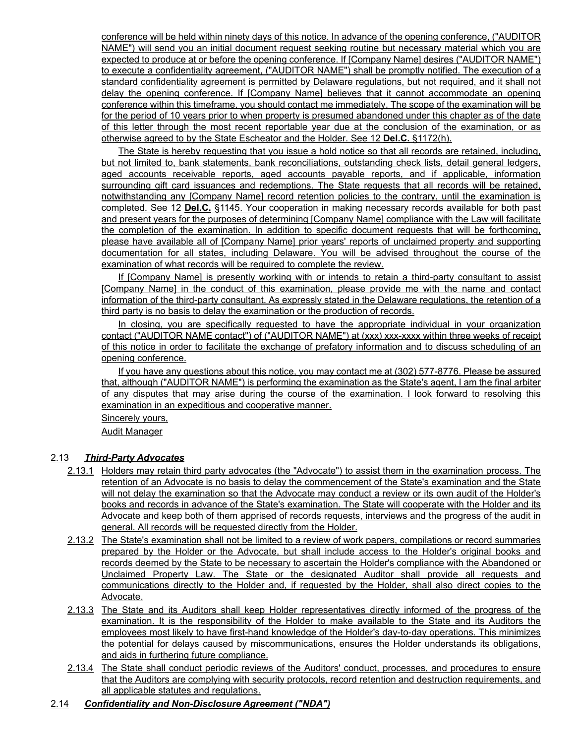conference will be held within ninety days of this notice. In advance of the opening conference, ("AUDITOR NAME") will send you an initial document request seeking routine but necessary material which you are expected to produce at or before the opening conference. If [Company Name] desires ("AUDITOR NAME") to execute a confidentiality agreement, ("AUDITOR NAME") shall be promptly notified. The execution of a standard confidentiality agreement is permitted by Delaware regulations, but not required, and it shall not delay the opening conference. If [Company Name] believes that it cannot accommodate an opening conference within this timeframe, you should contact me immediately. The scope of the examination will be for the period of 10 years prior to when property is presumed abandoned under this chapter as of the date of this letter through the most recent reportable year due at the conclusion of the examination, or as otherwise agreed to by the State Escheator and the Holder. See 12 **Del.C.** §1172(h).

The State is hereby requesting that you issue a hold notice so that all records are retained, including, but not limited to, bank statements, bank reconciliations, outstanding check lists, detail general ledgers, aged accounts receivable reports, aged accounts payable reports, and if applicable, information surrounding gift card issuances and redemptions. The State requests that all records will be retained, notwithstanding any [Company Name] record retention policies to the contrary, until the examination is completed. See 12 **Del.C.** §1145. Your cooperation in making necessary records available for both past and present years for the purposes of determining [Company Name] compliance with the Law will facilitate the completion of the examination. In addition to specific document requests that will be forthcoming, please have available all of [Company Name] prior years' reports of unclaimed property and supporting documentation for all states, including Delaware. You will be advised throughout the course of the examination of what records will be required to complete the review.

If [Company Name] is presently working with or intends to retain a third-party consultant to assist [Company Name] in the conduct of this examination, please provide me with the name and contact information of the third-party consultant. As expressly stated in the Delaware regulations, the retention of a third party is no basis to delay the examination or the production of records.

In closing, you are specifically requested to have the appropriate individual in your organization contact ("AUDITOR NAME contact") of ("AUDITOR NAME") at (xxx) xxx-xxxx within three weeks of receipt of this notice in order to facilitate the exchange of prefatory information and to discuss scheduling of an opening conference.

If you have any questions about this notice, you may contact me at (302) 577-8776. Please be assured that, although ("AUDITOR NAME") is performing the examination as the State's agent, I am the final arbiter of any disputes that may arise during the course of the examination. I look forward to resolving this examination in an expeditious and cooperative manner.

Sincerely yours,

Audit Manager

2.13 ***Third-Party Advocates***

2.13.1 Holders may retain third party advocates (the "Advocate") to assist them in the examination process. The retention of an Advocate is no basis to delay the commencement of the State's examination and the State will not delay the examination so that the Advocate may conduct a review or its own audit of the Holder's books and records in advance of the State's examination. The State will cooperate with the Holder and its Advocate and keep both of them apprised of records requests, interviews and the progress of the audit in general. All records will be requested directly from the Holder.

2.13.2 The State's examination shall not be limited to a review of work papers, compilations or record summaries prepared by the Holder or the Advocate, but shall include access to the Holder's original books and records deemed by the State to be necessary to ascertain the Holder's compliance with the Abandoned or Unclaimed Property Law. The State or the designated Auditor shall provide all requests and communications directly to the Holder and, if requested by the Holder, shall also direct copies to the Advocate.

2.13.3 The State and its Auditors shall keep Holder representatives directly informed of the progress of the examination. It is the responsibility of the Holder to make available to the State and its Auditors the employees most likely to have first-hand knowledge of the Holder's day-to-day operations. This minimizes the potential for delays caused by miscommunications, ensures the Holder understands its obligations, and aids in furthering future compliance.

2.13.4 The State shall conduct periodic reviews of the Auditors' conduct, processes, and procedures to ensure that the Auditors are complying with security protocols, record retention and destruction requirements, and all applicable statutes and regulations.

2.14 ***Confidentiality and Non-Disclosure Agreement ("NDA")***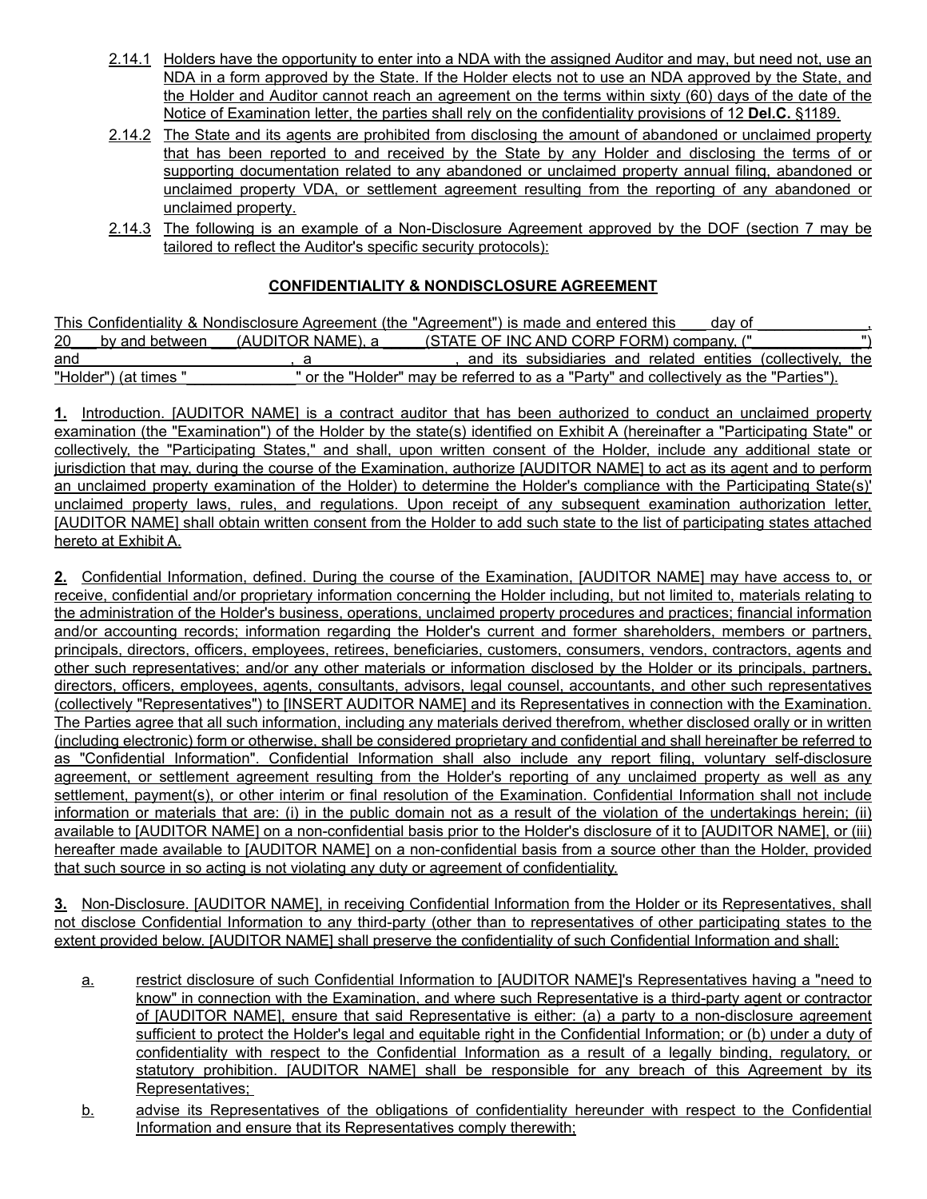2.14.1 Holders have the opportunity to enter into a NDA with the assigned Auditor and may, but need not, use an NDA in a form approved by the State. If the Holder elects not to use an NDA approved by the State, and the Holder and Auditor cannot reach an agreement on the terms within sixty (60) days of the date of the Notice of Examination letter, the parties shall rely on the confidentiality provisions of 12 **Del.C.** §1189.

2.14.2 The State and its agents are prohibited from disclosing the amount of abandoned or unclaimed property that has been reported to and received by the State by any Holder and disclosing the terms of or supporting documentation related to any abandoned or unclaimed property annual filing, abandoned or unclaimed property VDA, or settlement agreement resulting from the reporting of any abandoned or unclaimed property.

2.14.3 The following is an example of a Non-Disclosure Agreement approved by the DOF (section 7 may be tailored to reflect the Auditor's specific security protocols):

**CONFIDENTIALITY & NONDISCLOSURE AGREEMENT**

This Confidentiality & Nondisclosure Agreement (the "Agreement") is made and entered this ___ day of _____________, 20___ by and between ___(AUDITOR NAME), a _____(STATE OF INC AND CORP FORM) company, ("_____________") and _________________________, a _________________, and its subsidiaries and related entities (collectively, the "Holder") (at times "_____________" or the "Holder" may be referred to as a "Party" and collectively as the "Parties").

**1.** Introduction. [AUDITOR NAME] is a contract auditor that has been authorized to conduct an unclaimed property examination (the "Examination") of the Holder by the state(s) identified on Exhibit A (hereinafter a "Participating State" or collectively, the "Participating States," and shall, upon written consent of the Holder, include any additional state or jurisdiction that may, during the course of the Examination, authorize [AUDITOR NAME] to act as its agent and to perform an unclaimed property examination of the Holder) to determine the Holder's compliance with the Participating State(s)' unclaimed property laws, rules, and regulations. Upon receipt of any subsequent examination authorization letter, [AUDITOR NAME] shall obtain written consent from the Holder to add such state to the list of participating states attached hereto at Exhibit A.

**2.** Confidential Information, defined. During the course of the Examination, [AUDITOR NAME] may have access to, or receive, confidential and/or proprietary information concerning the Holder including, but not limited to, materials relating to the administration of the Holder's business, operations, unclaimed property procedures and practices; financial information and/or accounting records; information regarding the Holder's current and former shareholders, members or partners, principals, directors, officers, employees, retirees, beneficiaries, customers, consumers, vendors, contractors, agents and other such representatives; and/or any other materials or information disclosed by the Holder or its principals, partners, directors, officers, employees, agents, consultants, advisors, legal counsel, accountants, and other such representatives (collectively "Representatives") to [INSERT AUDITOR NAME] and its Representatives in connection with the Examination. The Parties agree that all such information, including any materials derived therefrom, whether disclosed orally or in written (including electronic) form or otherwise, shall be considered proprietary and confidential and shall hereinafter be referred to as "Confidential Information". Confidential Information shall also include any report filing, voluntary self-disclosure agreement, or settlement agreement resulting from the Holder's reporting of any unclaimed property as well as any settlement, payment(s), or other interim or final resolution of the Examination. Confidential Information shall not include information or materials that are: (i) in the public domain not as a result of the violation of the undertakings herein; (ii) available to [AUDITOR NAME] on a non-confidential basis prior to the Holder's disclosure of it to [AUDITOR NAME], or (iii) hereafter made available to [AUDITOR NAME] on a non-confidential basis from a source other than the Holder, provided that such source in so acting is not violating any duty or agreement of confidentiality.

**3.** Non-Disclosure. [AUDITOR NAME], in receiving Confidential Information from the Holder or its Representatives, shall not disclose Confidential Information to any third-party (other than to representatives of other participating states to the extent provided below. [AUDITOR NAME] shall preserve the confidentiality of such Confidential Information and shall:

a. restrict disclosure of such Confidential Information to [AUDITOR NAME]'s Representatives having a "need to know" in connection with the Examination, and where such Representative is a third-party agent or contractor of [AUDITOR NAME], ensure that said Representative is either: (a) a party to a non-disclosure agreement sufficient to protect the Holder's legal and equitable right in the Confidential Information; or (b) under a duty of confidentiality with respect to the Confidential Information as a result of a legally binding, regulatory, or statutory prohibition. [AUDITOR NAME] shall be responsible for any breach of this Agreement by its Representatives;

b. advise its Representatives of the obligations of confidentiality hereunder with respect to the Confidential Information and ensure that its Representatives comply therewith;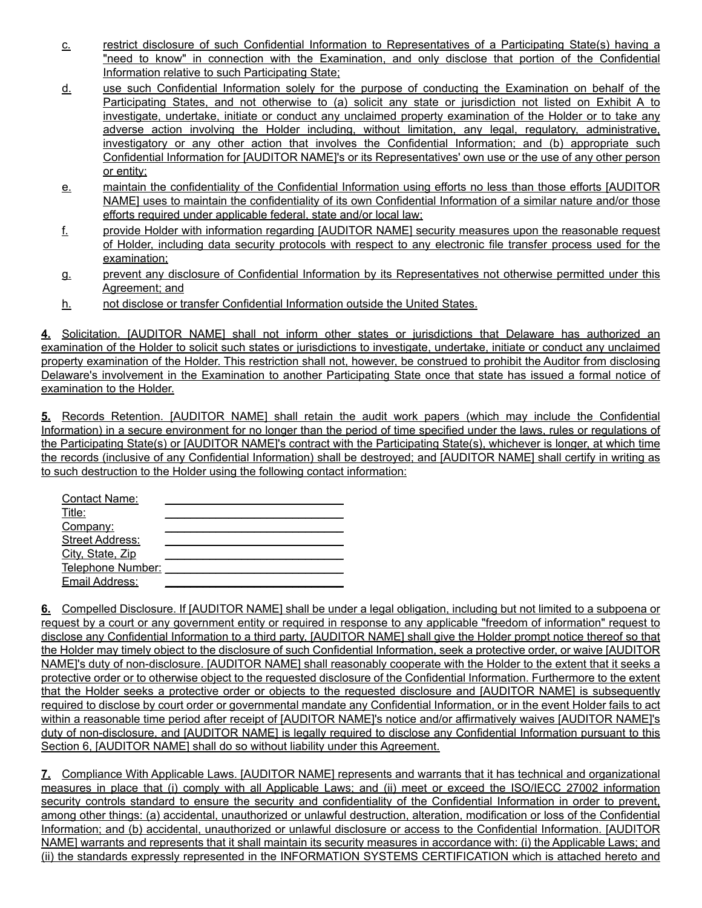c. restrict disclosure of such Confidential Information to Representatives of a Participating State(s) having a "need to know" in connection with the Examination, and only disclose that portion of the Confidential Information relative to such Participating State;

d. use such Confidential Information solely for the purpose of conducting the Examination on behalf of the Participating States, and not otherwise to (a) solicit any state or jurisdiction not listed on Exhibit A to investigate, undertake, initiate or conduct any unclaimed property examination of the Holder or to take any adverse action involving the Holder including, without limitation, any legal, regulatory, administrative, investigatory or any other action that involves the Confidential Information; and (b) appropriate such Confidential Information for [AUDITOR NAME]'s or its Representatives' own use or the use of any other person or entity;

e. maintain the confidentiality of the Confidential Information using efforts no less than those efforts [AUDITOR NAME] uses to maintain the confidentiality of its own Confidential Information of a similar nature and/or those efforts required under applicable federal, state and/or local law;

f. provide Holder with information regarding [AUDITOR NAME] security measures upon the reasonable request of Holder, including data security protocols with respect to any electronic file transfer process used for the examination;

g. prevent any disclosure of Confidential Information by its Representatives not otherwise permitted under this Agreement; and

h. not disclose or transfer Confidential Information outside the United States.

**4.** Solicitation. [AUDITOR NAME] shall not inform other states or jurisdictions that Delaware has authorized an examination of the Holder to solicit such states or jurisdictions to investigate, undertake, initiate or conduct any unclaimed property examination of the Holder. This restriction shall not, however, be construed to prohibit the Auditor from disclosing Delaware's involvement in the Examination to another Participating State once that state has issued a formal notice of examination to the Holder.

**5.** Records Retention. [AUDITOR NAME] shall retain the audit work papers (which may include the Confidential Information) in a secure environment for no longer than the period of time specified under the laws, rules or regulations of the Participating State(s) or [AUDITOR NAME]'s contract with the Participating State(s), whichever is longer, at which time the records (inclusive of any Confidential Information) shall be destroyed; and [AUDITOR NAME] shall certify in writing as to such destruction to the Holder using the following contact information:

Contact Name: ______________________________
Title: ______________________________
Company: ______________________________
Street Address: ______________________________
City, State, Zip ______________________________
Telephone Number: ______________________________
Email Address: ______________________________

**6.** Compelled Disclosure. If [AUDITOR NAME] shall be under a legal obligation, including but not limited to a subpoena or request by a court or any government entity or required in response to any applicable "freedom of information" request to disclose any Confidential Information to a third party, [AUDITOR NAME] shall give the Holder prompt notice thereof so that the Holder may timely object to the disclosure of such Confidential Information, seek a protective order, or waive [AUDITOR NAME]'s duty of non-disclosure. [AUDITOR NAME] shall reasonably cooperate with the Holder to the extent that it seeks a protective order or to otherwise object to the requested disclosure of the Confidential Information. Furthermore to the extent that the Holder seeks a protective order or objects to the requested disclosure and [AUDITOR NAME] is subsequently required to disclose by court order or governmental mandate any Confidential Information, or in the event Holder fails to act within a reasonable time period after receipt of [AUDITOR NAME]'s notice and/or affirmatively waives [AUDITOR NAME]'s duty of non-disclosure, and [AUDITOR NAME] is legally required to disclose any Confidential Information pursuant to this Section 6, [AUDITOR NAME] shall do so without liability under this Agreement.

**7.** Compliance With Applicable Laws. [AUDITOR NAME] represents and warrants that it has technical and organizational measures in place that (i) comply with all Applicable Laws; and (ii) meet or exceed the ISO/IECC 27002 information security controls standard to ensure the security and confidentiality of the Confidential Information in order to prevent, among other things: (a) accidental, unauthorized or unlawful destruction, alteration, modification or loss of the Confidential Information; and (b) accidental, unauthorized or unlawful disclosure or access to the Confidential Information. [AUDITOR NAME] warrants and represents that it shall maintain its security measures in accordance with: (i) the Applicable Laws; and (ii) the standards expressly represented in the INFORMATION SYSTEMS CERTIFICATION which is attached hereto and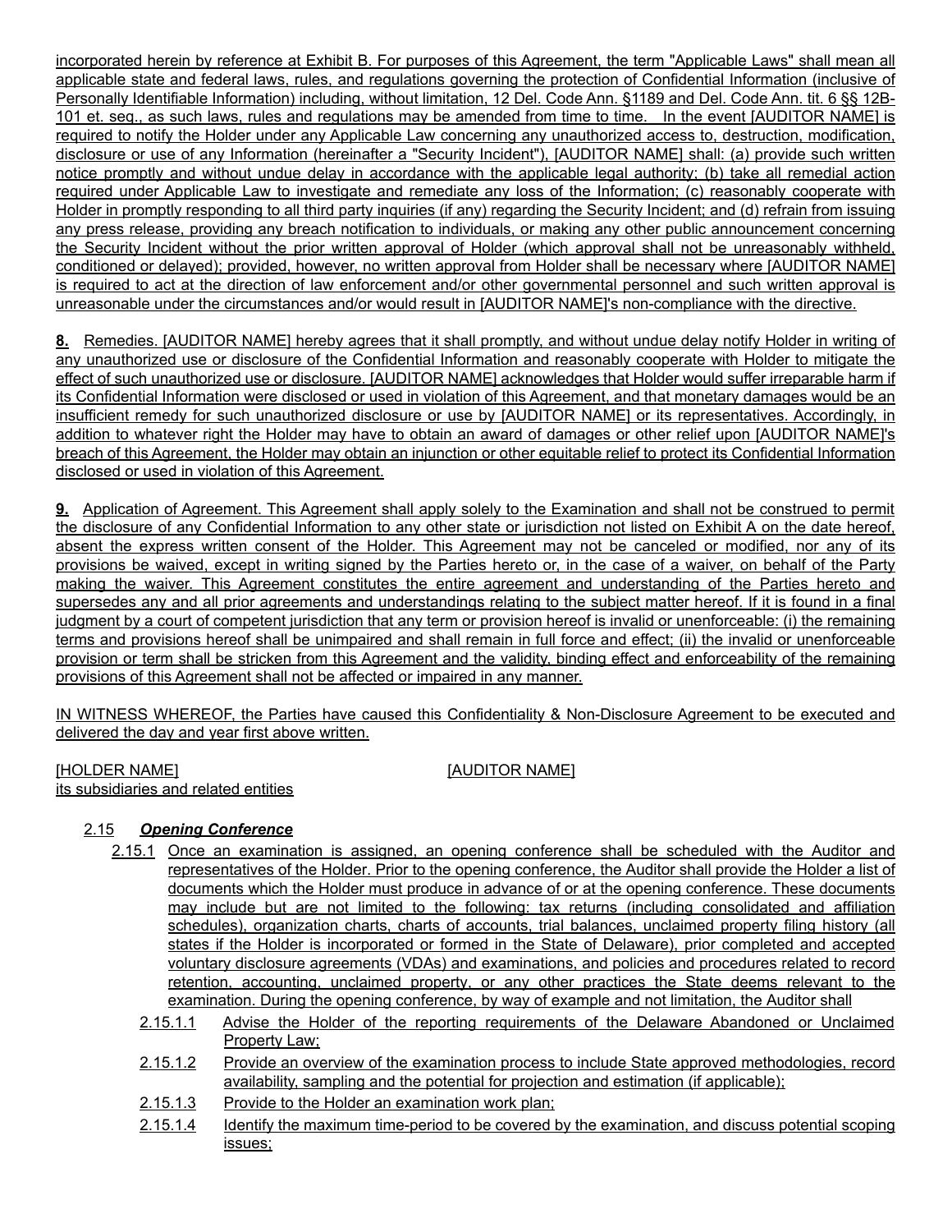incorporated herein by reference at Exhibit B. For purposes of this Agreement, the term "Applicable Laws" shall mean all applicable state and federal laws, rules, and regulations governing the protection of Confidential Information (inclusive of Personally Identifiable Information) including, without limitation, 12 Del. Code Ann. §1189 and Del. Code Ann. tit. 6 §§ 12B-101 et. seq., as such laws, rules and regulations may be amended from time to time. In the event [AUDITOR NAME] is required to notify the Holder under any Applicable Law concerning any unauthorized access to, destruction, modification, disclosure or use of any Information (hereinafter a "Security Incident"), [AUDITOR NAME] shall: (a) provide such written notice promptly and without undue delay in accordance with the applicable legal authority; (b) take all remedial action required under Applicable Law to investigate and remediate any loss of the Information; (c) reasonably cooperate with Holder in promptly responding to all third party inquiries (if any) regarding the Security Incident; and (d) refrain from issuing any press release, providing any breach notification to individuals, or making any other public announcement concerning the Security Incident without the prior written approval of Holder (which approval shall not be unreasonably withheld, conditioned or delayed); provided, however, no written approval from Holder shall be necessary where [AUDITOR NAME] is required to act at the direction of law enforcement and/or other governmental personnel and such written approval is unreasonable under the circumstances and/or would result in [AUDITOR NAME]'s non-compliance with the directive.

**8.** Remedies. [AUDITOR NAME] hereby agrees that it shall promptly, and without undue delay notify Holder in writing of any unauthorized use or disclosure of the Confidential Information and reasonably cooperate with Holder to mitigate the effect of such unauthorized use or disclosure. [AUDITOR NAME] acknowledges that Holder would suffer irreparable harm if its Confidential Information were disclosed or used in violation of this Agreement, and that monetary damages would be an insufficient remedy for such unauthorized disclosure or use by [AUDITOR NAME] or its representatives. Accordingly, in addition to whatever right the Holder may have to obtain an award of damages or other relief upon [AUDITOR NAME]'s breach of this Agreement, the Holder may obtain an injunction or other equitable relief to protect its Confidential Information disclosed or used in violation of this Agreement.

**9.** Application of Agreement. This Agreement shall apply solely to the Examination and shall not be construed to permit the disclosure of any Confidential Information to any other state or jurisdiction not listed on Exhibit A on the date hereof, absent the express written consent of the Holder. This Agreement may not be canceled or modified, nor any of its provisions be waived, except in writing signed by the Parties hereto or, in the case of a waiver, on behalf of the Party making the waiver. This Agreement constitutes the entire agreement and understanding of the Parties hereto and supersedes any and all prior agreements and understandings relating to the subject matter hereof. If it is found in a final judgment by a court of competent jurisdiction that any term or provision hereof is invalid or unenforceable: (i) the remaining terms and provisions hereof shall be unimpaired and shall remain in full force and effect; (ii) the invalid or unenforceable provision or term shall be stricken from this Agreement and the validity, binding effect and enforceability of the remaining provisions of this Agreement shall not be affected or impaired in any manner.

IN WITNESS WHEREOF, the Parties have caused this Confidentiality & Non-Disclosure Agreement to be executed and delivered the day and year first above written.

[HOLDER NAME]
its subsidiaries and related entities

[AUDITOR NAME]

2.15 ***Opening Conference***

2.15.1 Once an examination is assigned, an opening conference shall be scheduled with the Auditor and representatives of the Holder. Prior to the opening conference, the Auditor shall provide the Holder a list of documents which the Holder must produce in advance of or at the opening conference. These documents may include but are not limited to the following: tax returns (including consolidated and affiliation schedules), organization charts, charts of accounts, trial balances, unclaimed property filing history (all states if the Holder is incorporated or formed in the State of Delaware), prior completed and accepted voluntary disclosure agreements (VDAs) and examinations, and policies and procedures related to record retention, accounting, unclaimed property, or any other practices the State deems relevant to the examination. During the opening conference, by way of example and not limitation, the Auditor shall

2.15.1.1 Advise the Holder of the reporting requirements of the Delaware Abandoned or Unclaimed Property Law;

2.15.1.2 Provide an overview of the examination process to include State approved methodologies, record availability, sampling and the potential for projection and estimation (if applicable);

2.15.1.3 Provide to the Holder an examination work plan;

2.15.1.4 Identify the maximum time-period to be covered by the examination, and discuss potential scoping issues;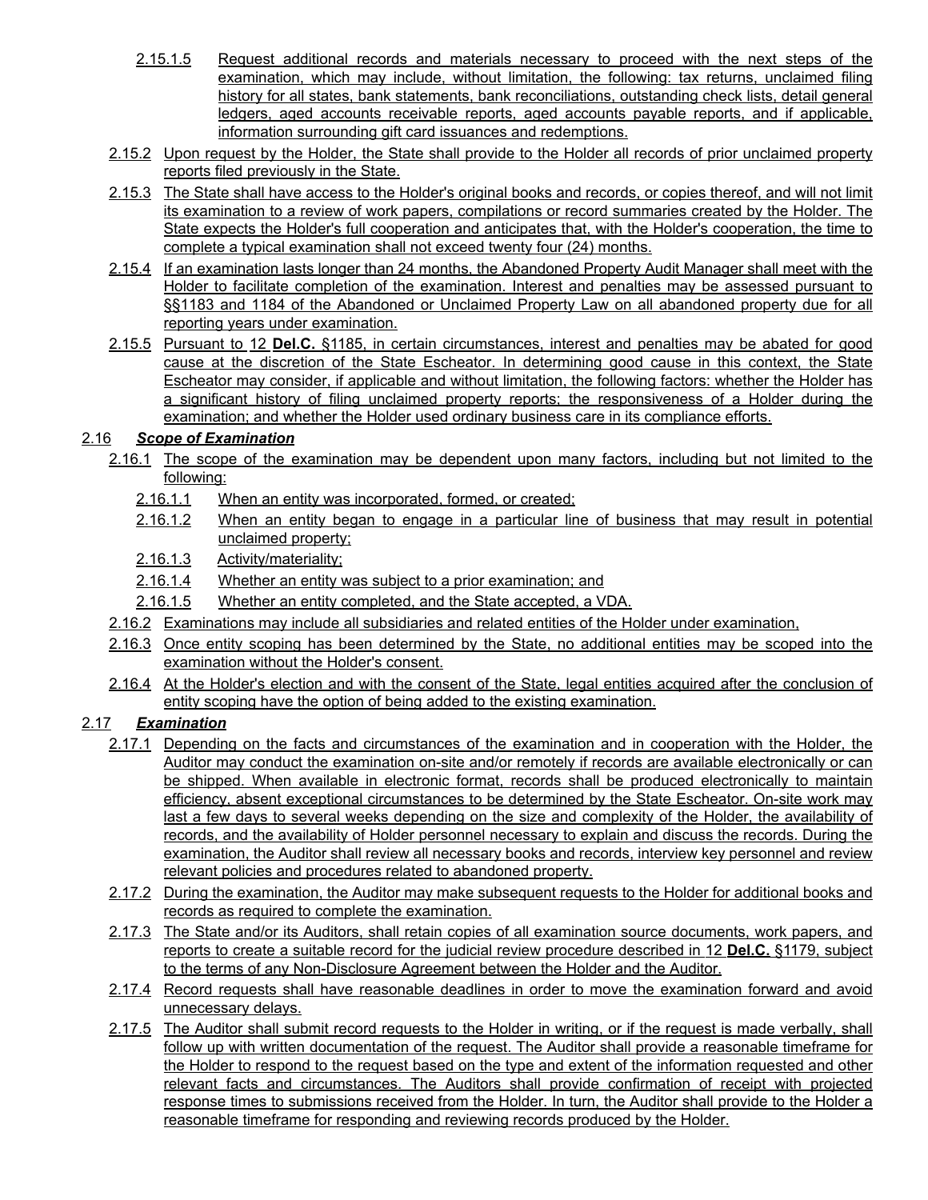2.15.1.5 Request additional records and materials necessary to proceed with the next steps of the examination, which may include, without limitation, the following: tax returns, unclaimed filing history for all states, bank statements, bank reconciliations, outstanding check lists, detail general ledgers, aged accounts receivable reports, aged accounts payable reports, and if applicable, information surrounding gift card issuances and redemptions.

2.15.2 Upon request by the Holder, the State shall provide to the Holder all records of prior unclaimed property reports filed previously in the State.

2.15.3 The State shall have access to the Holder's original books and records, or copies thereof, and will not limit its examination to a review of work papers, compilations or record summaries created by the Holder. The State expects the Holder's full cooperation and anticipates that, with the Holder's cooperation, the time to complete a typical examination shall not exceed twenty four (24) months.

2.15.4 If an examination lasts longer than 24 months, the Abandoned Property Audit Manager shall meet with the Holder to facilitate completion of the examination. Interest and penalties may be assessed pursuant to §§1183 and 1184 of the Abandoned or Unclaimed Property Law on all abandoned property due for all reporting years under examination.

2.15.5 Pursuant to 12 **Del.C.** §1185, in certain circumstances, interest and penalties may be abated for good cause at the discretion of the State Escheator. In determining good cause in this context, the State Escheator may consider, if applicable and without limitation, the following factors: whether the Holder has a significant history of filing unclaimed property reports; the responsiveness of a Holder during the examination; and whether the Holder used ordinary business care in its compliance efforts.

2.16 ***Scope of Examination***

2.16.1 The scope of the examination may be dependent upon many factors, including but not limited to the following:

2.16.1.1 When an entity was incorporated, formed, or created;

2.16.1.2 When an entity began to engage in a particular line of business that may result in potential unclaimed property;

2.16.1.3 Activity/materiality;

2.16.1.4 Whether an entity was subject to a prior examination; and

2.16.1.5 Whether an entity completed, and the State accepted, a VDA.

2.16.2 Examinations may include all subsidiaries and related entities of the Holder under examination,

2.16.3 Once entity scoping has been determined by the State, no additional entities may be scoped into the examination without the Holder's consent.

2.16.4 At the Holder's election and with the consent of the State, legal entities acquired after the conclusion of entity scoping have the option of being added to the existing examination.

2.17 ***Examination***

2.17.1 Depending on the facts and circumstances of the examination and in cooperation with the Holder, the Auditor may conduct the examination on-site and/or remotely if records are available electronically or can be shipped. When available in electronic format, records shall be produced electronically to maintain efficiency, absent exceptional circumstances to be determined by the State Escheator. On-site work may last a few days to several weeks depending on the size and complexity of the Holder, the availability of records, and the availability of Holder personnel necessary to explain and discuss the records. During the examination, the Auditor shall review all necessary books and records, interview key personnel and review relevant policies and procedures related to abandoned property.

2.17.2 During the examination, the Auditor may make subsequent requests to the Holder for additional books and records as required to complete the examination.

2.17.3 The State and/or its Auditors, shall retain copies of all examination source documents, work papers, and reports to create a suitable record for the judicial review procedure described in 12 **Del.C.** §1179, subject to the terms of any Non-Disclosure Agreement between the Holder and the Auditor.

2.17.4 Record requests shall have reasonable deadlines in order to move the examination forward and avoid unnecessary delays.

2.17.5 The Auditor shall submit record requests to the Holder in writing, or if the request is made verbally, shall follow up with written documentation of the request. The Auditor shall provide a reasonable timeframe for the Holder to respond to the request based on the type and extent of the information requested and other relevant facts and circumstances. The Auditors shall provide confirmation of receipt with projected response times to submissions received from the Holder. In turn, the Auditor shall provide to the Holder a reasonable timeframe for responding and reviewing records produced by the Holder.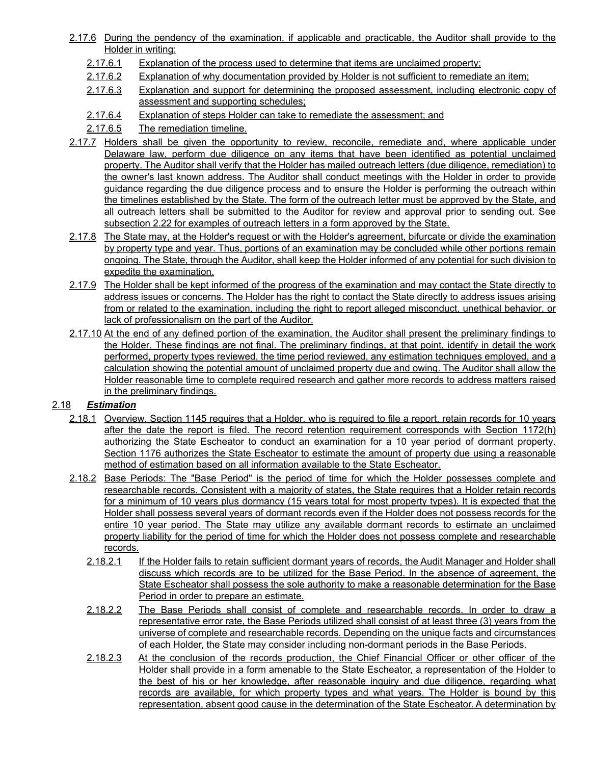2.17.6 During the pendency of the examination, if applicable and practicable, the Auditor shall provide to the Holder in writing:

2.17.6.1 Explanation of the process used to determine that items are unclaimed property;

2.17.6.2 Explanation of why documentation provided by Holder is not sufficient to remediate an item;

2.17.6.3 Explanation and support for determining the proposed assessment, including electronic copy of assessment and supporting schedules;

2.17.6.4 Explanation of steps Holder can take to remediate the assessment; and

2.17.6.5 The remediation timeline.

2.17.7 Holders shall be given the opportunity to review, reconcile, remediate and, where applicable under Delaware law, perform due diligence on any items that have been identified as potential unclaimed property. The Auditor shall verify that the Holder has mailed outreach letters (due diligence, remediation) to the owner's last known address. The Auditor shall conduct meetings with the Holder in order to provide guidance regarding the due diligence process and to ensure the Holder is performing the outreach within the timelines established by the State. The form of the outreach letter must be approved by the State, and all outreach letters shall be submitted to the Auditor for review and approval prior to sending out. See subsection 2.22 for examples of outreach letters in a form approved by the State.

2.17.8 The State may, at the Holder's request or with the Holder's agreement, bifurcate or divide the examination by property type and year. Thus, portions of an examination may be concluded while other portions remain ongoing. The State, through the Auditor, shall keep the Holder informed of any potential for such division to expedite the examination.

2.17.9 The Holder shall be kept informed of the progress of the examination and may contact the State directly to address issues or concerns. The Holder has the right to contact the State directly to address issues arising from or related to the examination, including the right to report alleged misconduct, unethical behavior, or lack of professionalism on the part of the Auditor.

2.17.10 At the end of any defined portion of the examination, the Auditor shall present the preliminary findings to the Holder. These findings are not final. The preliminary findings, at that point, identify in detail the work performed, property types reviewed, the time period reviewed, any estimation techniques employed, and a calculation showing the potential amount of unclaimed property due and owing. The Auditor shall allow the Holder reasonable time to complete required research and gather more records to address matters raised in the preliminary findings.

2.18 ***Estimation***

2.18.1 Overview. Section 1145 requires that a Holder, who is required to file a report, retain records for 10 years after the date the report is filed. The record retention requirement corresponds with Section 1172(h) authorizing the State Escheator to conduct an examination for a 10 year period of dormant property. Section 1176 authorizes the State Escheator to estimate the amount of property due using a reasonable method of estimation based on all information available to the State Escheator.

2.18.2 Base Periods: The "Base Period" is the period of time for which the Holder possesses complete and researchable records. Consistent with a majority of states, the State requires that a Holder retain records for a minimum of 10 years plus dormancy (15 years total for most property types). It is expected that the Holder shall possess several years of dormant records even if the Holder does not possess records for the entire 10 year period. The State may utilize any available dormant records to estimate an unclaimed property liability for the period of time for which the Holder does not possess complete and researchable records.

2.18.2.1 If the Holder fails to retain sufficient dormant years of records, the Audit Manager and Holder shall discuss which records are to be utilized for the Base Period. In the absence of agreement, the State Escheator shall possess the sole authority to make a reasonable determination for the Base Period in order to prepare an estimate.

2.18.2.2 The Base Periods shall consist of complete and researchable records. In order to draw a representative error rate, the Base Periods utilized shall consist of at least three (3) years from the universe of complete and researchable records. Depending on the unique facts and circumstances of each Holder, the State may consider including non-dormant periods in the Base Periods.

2.18.2.3 At the conclusion of the records production, the Chief Financial Officer or other officer of the Holder shall provide in a form amenable to the State Escheator, a representation of the Holder to the best of his or her knowledge, after reasonable inquiry and due diligence, regarding what records are available, for which property types and what years. The Holder is bound by this representation, absent good cause in the determination of the State Escheator. A determination by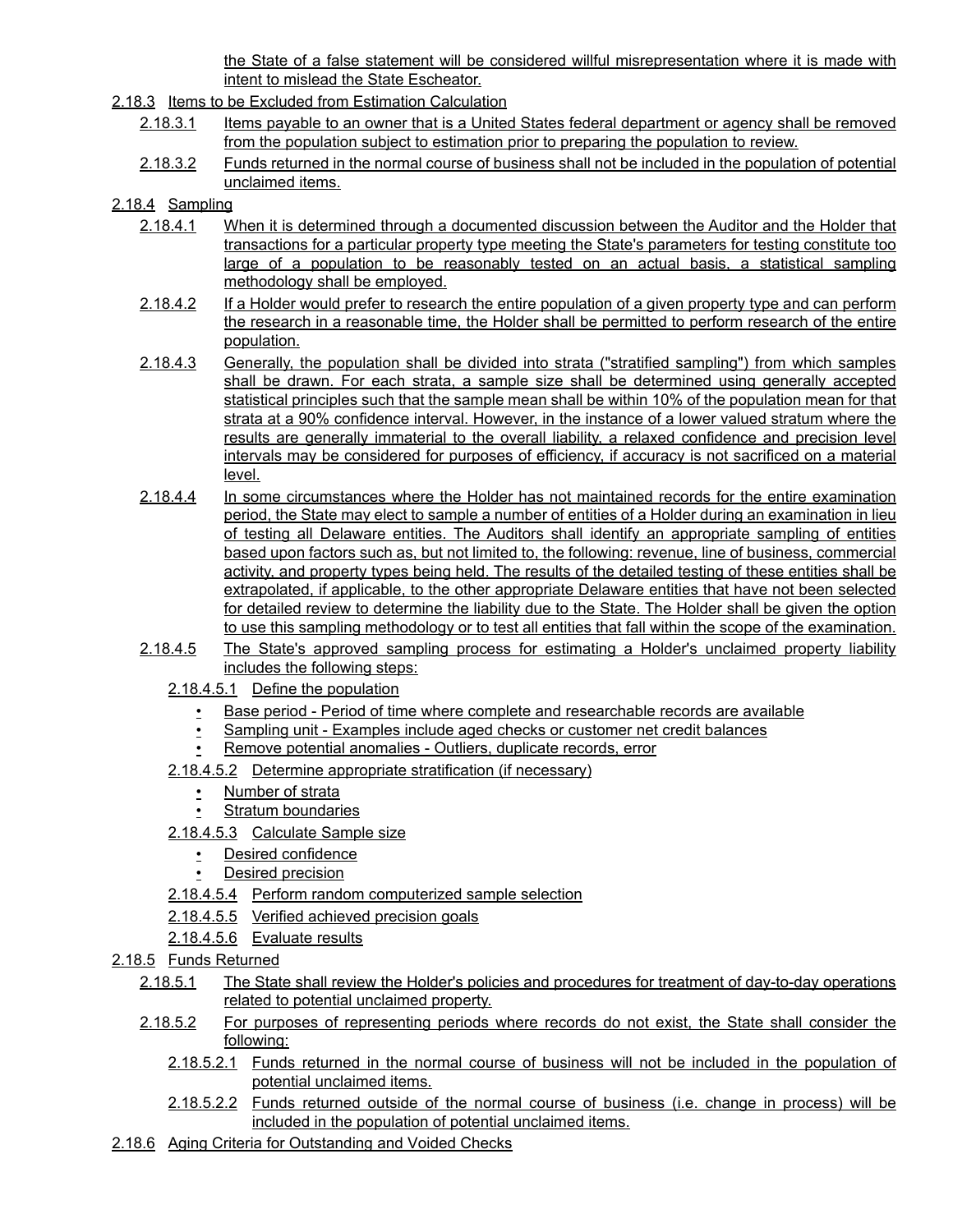the State of a false statement will be considered willful misrepresentation where it is made with intent to mislead the State Escheator.

2.18.3 Items to be Excluded from Estimation Calculation

2.18.3.1 Items payable to an owner that is a United States federal department or agency shall be removed from the population subject to estimation prior to preparing the population to review.

2.18.3.2 Funds returned in the normal course of business shall not be included in the population of potential unclaimed items.

2.18.4 Sampling

2.18.4.1 When it is determined through a documented discussion between the Auditor and the Holder that transactions for a particular property type meeting the State's parameters for testing constitute too large of a population to be reasonably tested on an actual basis, a statistical sampling methodology shall be employed.

2.18.4.2 If a Holder would prefer to research the entire population of a given property type and can perform the research in a reasonable time, the Holder shall be permitted to perform research of the entire population.

2.18.4.3 Generally, the population shall be divided into strata ("stratified sampling") from which samples shall be drawn. For each strata, a sample size shall be determined using generally accepted statistical principles such that the sample mean shall be within 10% of the population mean for that strata at a 90% confidence interval. However, in the instance of a lower valued stratum where the results are generally immaterial to the overall liability, a relaxed confidence and precision level intervals may be considered for purposes of efficiency, if accuracy is not sacrificed on a material level.

2.18.4.4 In some circumstances where the Holder has not maintained records for the entire examination period, the State may elect to sample a number of entities of a Holder during an examination in lieu of testing all Delaware entities. The Auditors shall identify an appropriate sampling of entities based upon factors such as, but not limited to, the following: revenue, line of business, commercial activity, and property types being held. The results of the detailed testing of these entities shall be extrapolated, if applicable, to the other appropriate Delaware entities that have not been selected for detailed review to determine the liability due to the State. The Holder shall be given the option to use this sampling methodology or to test all entities that fall within the scope of the examination.

2.18.4.5 The State's approved sampling process for estimating a Holder's unclaimed property liability includes the following steps:

2.18.4.5.1 Define the population

- Base period - Period of time where complete and researchable records are available
- Sampling unit - Examples include aged checks or customer net credit balances
- Remove potential anomalies - Outliers, duplicate records, error

2.18.4.5.2 Determine appropriate stratification (if necessary)

- Number of strata
- Stratum boundaries

2.18.4.5.3 Calculate Sample size

- Desired confidence
- Desired precision

2.18.4.5.4 Perform random computerized sample selection

2.18.4.5.5 Verified achieved precision goals

2.18.4.5.6 Evaluate results

2.18.5 Funds Returned

2.18.5.1 The State shall review the Holder's policies and procedures for treatment of day-to-day operations related to potential unclaimed property.

2.18.5.2 For purposes of representing periods where records do not exist, the State shall consider the following:

2.18.5.2.1 Funds returned in the normal course of business will not be included in the population of potential unclaimed items.

2.18.5.2.2 Funds returned outside of the normal course of business (i.e. change in process) will be included in the population of potential unclaimed items.

2.18.6 Aging Criteria for Outstanding and Voided Checks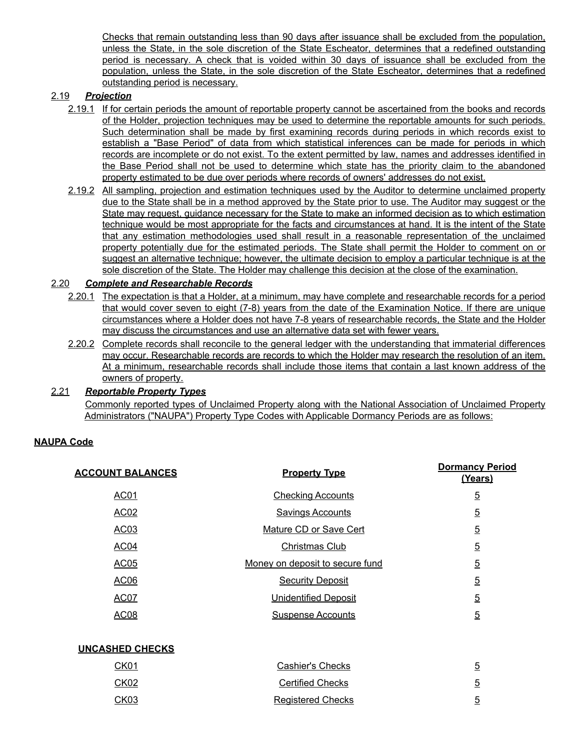Checks that remain outstanding less than 90 days after issuance shall be excluded from the population, unless the State, in the sole discretion of the State Escheator, determines that a redefined outstanding period is necessary. A check that is voided within 30 days of issuance shall be excluded from the population, unless the State, in the sole discretion of the State Escheator, determines that a redefined outstanding period is necessary.

2.19 ***Projection***

2.19.1 If for certain periods the amount of reportable property cannot be ascertained from the books and records of the Holder, projection techniques may be used to determine the reportable amounts for such periods. Such determination shall be made by first examining records during periods in which records exist to establish a "Base Period" of data from which statistical inferences can be made for periods in which records are incomplete or do not exist. To the extent permitted by law, names and addresses identified in the Base Period shall not be used to determine which state has the priority claim to the abandoned property estimated to be due over periods where records of owners' addresses do not exist.

2.19.2 All sampling, projection and estimation techniques used by the Auditor to determine unclaimed property due to the State shall be in a method approved by the State prior to use. The Auditor may suggest or the State may request, guidance necessary for the State to make an informed decision as to which estimation technique would be most appropriate for the facts and circumstances at hand. It is the intent of the State that any estimation methodologies used shall result in a reasonable representation of the unclaimed property potentially due for the estimated periods. The State shall permit the Holder to comment on or suggest an alternative technique; however, the ultimate decision to employ a particular technique is at the sole discretion of the State. The Holder may challenge this decision at the close of the examination.

2.20 ***Complete and Researchable Records***

2.20.1 The expectation is that a Holder, at a minimum, may have complete and researchable records for a period that would cover seven to eight (7-8) years from the date of the Examination Notice. If there are unique circumstances where a Holder does not have 7-8 years of researchable records, the State and the Holder may discuss the circumstances and use an alternative data set with fewer years.

2.20.2 Complete records shall reconcile to the general ledger with the understanding that immaterial differences may occur. Researchable records are records to which the Holder may research the resolution of an item. At a minimum, researchable records shall include those items that contain a last known address of the owners of property.

2.21 ***Reportable Property Types***

Commonly reported types of Unclaimed Property along with the National Association of Unclaimed Property Administrators ("NAUPA") Property Type Codes with Applicable Dormancy Periods are as follows:

**NAUPA Code**

| ACCOUNT BALANCES | Property Type | Dormancy Period (Years) |
|---|---|---|
| AC01 | Checking Accounts | 5 |
| AC02 | Savings Accounts | 5 |
| AC03 | Mature CD or Save Cert | 5 |
| AC04 | Christmas Club | 5 |
| AC05 | Money on deposit to secure fund | 5 |
| AC06 | Security Deposit | 5 |
| AC07 | Unidentified Deposit | 5 |
| AC08 | Suspense Accounts | 5 |
| **UNCASHED CHECKS** | | |
| CK01 | Cashier's Checks | 5 |
| CK02 | Certified Checks | 5 |
| CK03 | Registered Checks | 5 |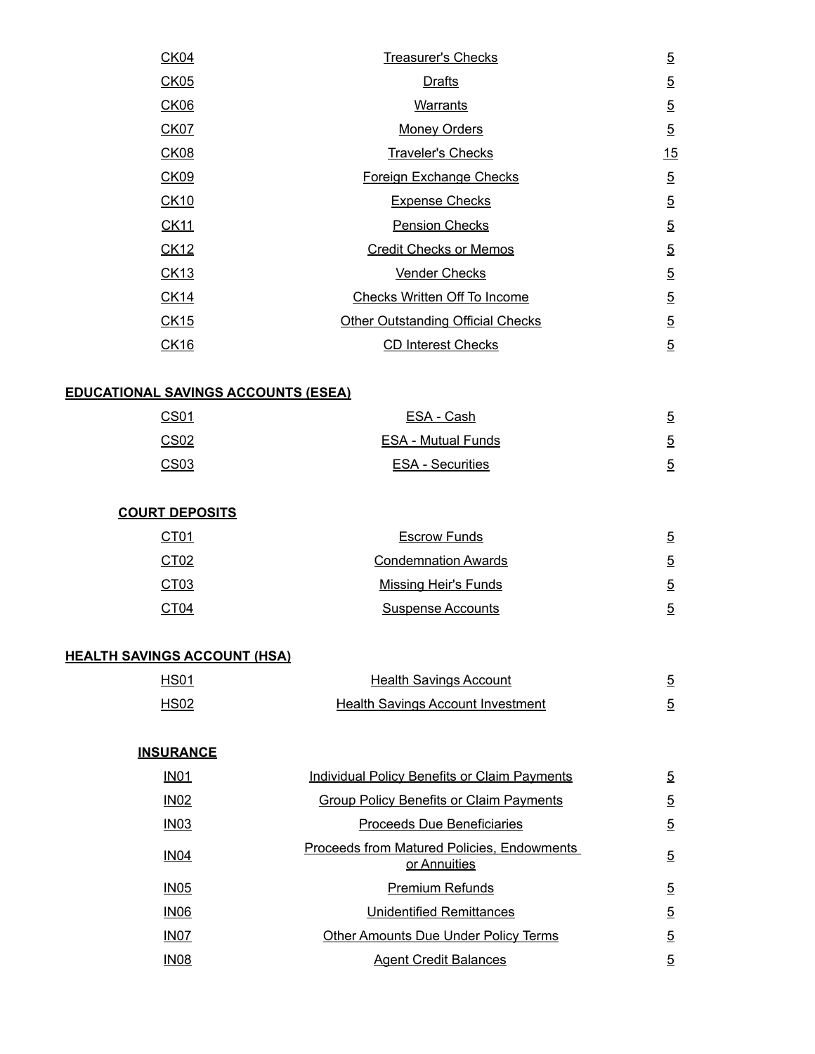| | | |
|---|---|---|
| CK04 | Treasurer's Checks | 5 |
| CK05 | Drafts | 5 |
| CK06 | Warrants | 5 |
| CK07 | Money Orders | 5 |
| CK08 | Traveler's Checks | 15 |
| CK09 | Foreign Exchange Checks | 5 |
| CK10 | Expense Checks | 5 |
| CK11 | Pension Checks | 5 |
| CK12 | Credit Checks or Memos | 5 |
| CK13 | Vender Checks | 5 |
| CK14 | Checks Written Off To Income | 5 |
| CK15 | Other Outstanding Official Checks | 5 |
| CK16 | CD Interest Checks | 5 |

**EDUCATIONAL SAVINGS ACCOUNTS (ESEA)**

| | | |
|---|---|---|
| CS01 | ESA - Cash | 5 |
| CS02 | ESA - Mutual Funds | 5 |
| CS03 | ESA - Securities | 5 |

**COURT DEPOSITS**

| | | |
|---|---|---|
| CT01 | Escrow Funds | 5 |
| CT02 | Condemnation Awards | 5 |
| CT03 | Missing Heir's Funds | 5 |
| CT04 | Suspense Accounts | 5 |

**HEALTH SAVINGS ACCOUNT (HSA)**

| | | |
|---|---|---|
| HS01 | Health Savings Account | 5 |
| HS02 | Health Savings Account Investment | 5 |

**INSURANCE**

| | | |
|---|---|---|
| IN01 | Individual Policy Benefits or Claim Payments | 5 |
| IN02 | Group Policy Benefits or Claim Payments | 5 |
| IN03 | Proceeds Due Beneficiaries | 5 |
| IN04 | Proceeds from Matured Policies, Endowments or Annuities | 5 |
| IN05 | Premium Refunds | 5 |
| IN06 | Unidentified Remittances | 5 |
| IN07 | Other Amounts Due Under Policy Terms | 5 |
| IN08 | Agent Credit Balances | 5 |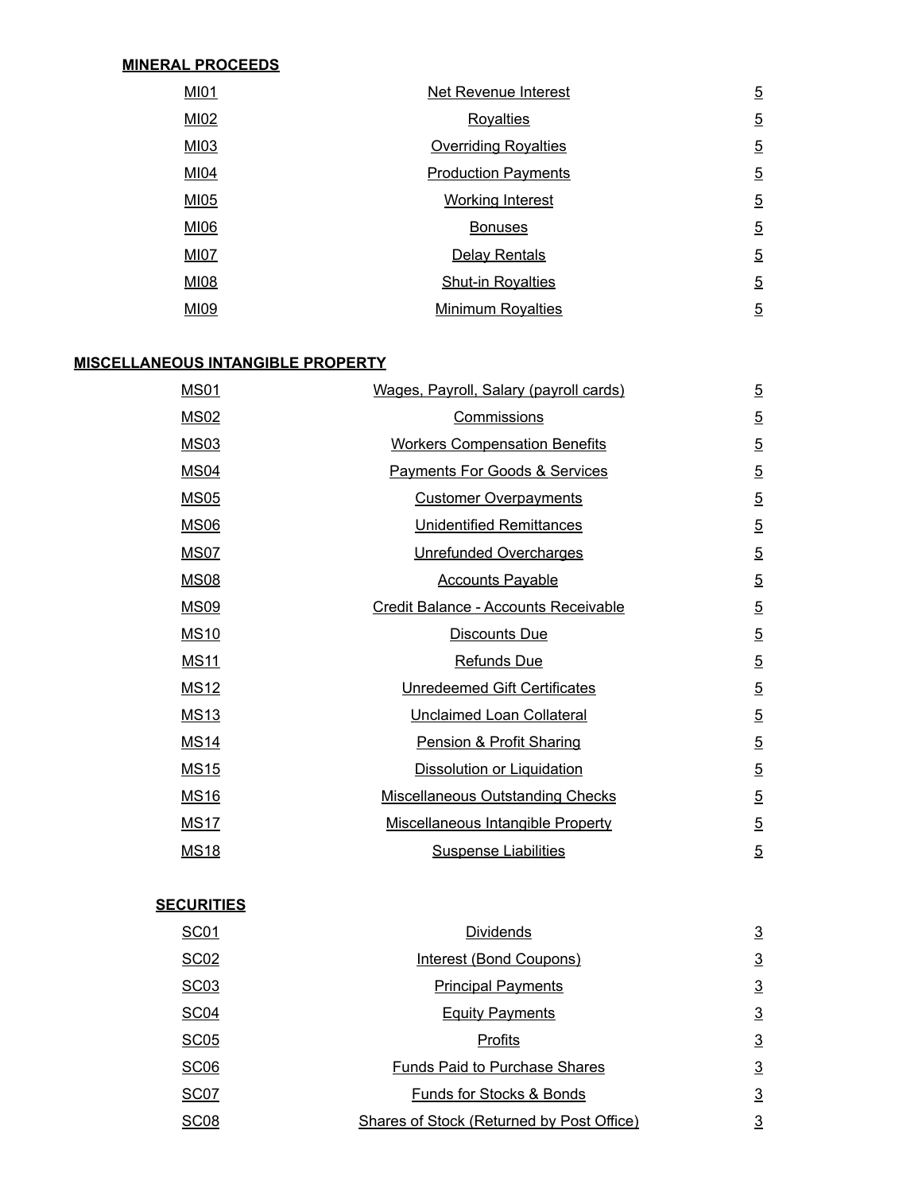**MINERAL PROCEEDS**

| | | |
|---|---|---|
| MI01 | Net Revenue Interest | 5 |
| MI02 | Royalties | 5 |
| MI03 | Overriding Royalties | 5 |
| MI04 | Production Payments | 5 |
| MI05 | Working Interest | 5 |
| MI06 | Bonuses | 5 |
| MI07 | Delay Rentals | 5 |
| MI08 | Shut-in Royalties | 5 |
| MI09 | Minimum Royalties | 5 |

**MISCELLANEOUS INTANGIBLE PROPERTY**

| | | |
|---|---|---|
| MS01 | Wages, Payroll, Salary (payroll cards) | 5 |
| MS02 | Commissions | 5 |
| MS03 | Workers Compensation Benefits | 5 |
| MS04 | Payments For Goods & Services | 5 |
| MS05 | Customer Overpayments | 5 |
| MS06 | Unidentified Remittances | 5 |
| MS07 | Unrefunded Overcharges | 5 |
| MS08 | Accounts Payable | 5 |
| MS09 | Credit Balance - Accounts Receivable | 5 |
| MS10 | Discounts Due | 5 |
| MS11 | Refunds Due | 5 |
| MS12 | Unredeemed Gift Certificates | 5 |
| MS13 | Unclaimed Loan Collateral | 5 |
| MS14 | Pension & Profit Sharing | 5 |
| MS15 | Dissolution or Liquidation | 5 |
| MS16 | Miscellaneous Outstanding Checks | 5 |
| MS17 | Miscellaneous Intangible Property | 5 |
| MS18 | Suspense Liabilities | 5 |

**SECURITIES**

| | | |
|---|---|---|
| SC01 | Dividends | 3 |
| SC02 | Interest (Bond Coupons) | 3 |
| SC03 | Principal Payments | 3 |
| SC04 | Equity Payments | 3 |
| SC05 | Profits | 3 |
| SC06 | Funds Paid to Purchase Shares | 3 |
| SC07 | Funds for Stocks & Bonds | 3 |
| SC08 | Shares of Stock (Returned by Post Office) | 3 |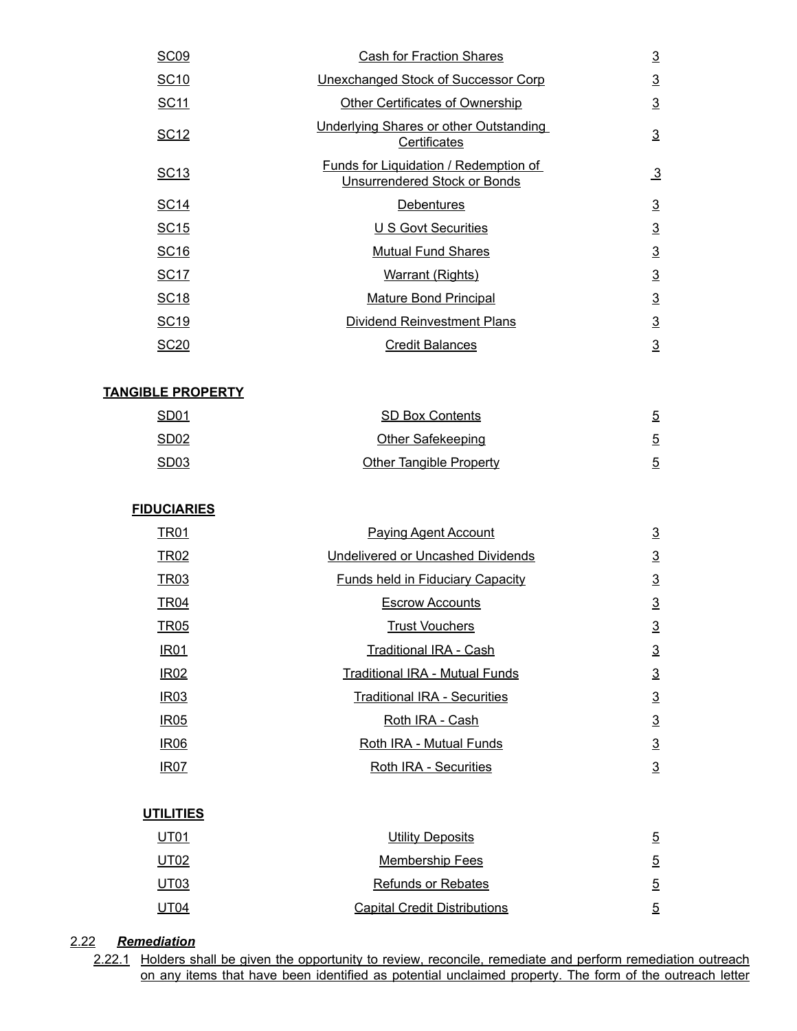| | | |
|---|---|---|
| SC09 | Cash for Fraction Shares | 3 |
| SC10 | Unexchanged Stock of Successor Corp | 3 |
| SC11 | Other Certificates of Ownership | 3 |
| SC12 | Underlying Shares or other Outstanding Certificates | 3 |
| SC13 | Funds for Liquidation / Redemption of Unsurrendered Stock or Bonds | 3 |
| SC14 | Debentures | 3 |
| SC15 | U S Govt Securities | 3 |
| SC16 | Mutual Fund Shares | 3 |
| SC17 | Warrant (Rights) | 3 |
| SC18 | Mature Bond Principal | 3 |
| SC19 | Dividend Reinvestment Plans | 3 |
| SC20 | Credit Balances | 3 |

**TANGIBLE PROPERTY**

| | | |
|---|---|---|
| SD01 | SD Box Contents | 5 |
| SD02 | Other Safekeeping | 5 |
| SD03 | Other Tangible Property | 5 |

**FIDUCIARIES**

| | | |
|---|---|---|
| TR01 | Paying Agent Account | 3 |
| TR02 | Undelivered or Uncashed Dividends | 3 |
| TR03 | Funds held in Fiduciary Capacity | 3 |
| TR04 | Escrow Accounts | 3 |
| TR05 | Trust Vouchers | 3 |
| IR01 | Traditional IRA - Cash | 3 |
| IR02 | Traditional IRA - Mutual Funds | 3 |
| IR03 | Traditional IRA - Securities | 3 |
| IR05 | Roth IRA - Cash | 3 |
| IR06 | Roth IRA - Mutual Funds | 3 |
| IR07 | Roth IRA - Securities | 3 |

**UTILITIES**

| | | |
|---|---|---|
| UT01 | Utility Deposits | 5 |
| UT02 | Membership Fees | 5 |
| UT03 | Refunds or Rebates | 5 |
| UT04 | Capital Credit Distributions | 5 |

2.22 ***Remediation***

2.22.1 Holders shall be given the opportunity to review, reconcile, remediate and perform remediation outreach on any items that have been identified as potential unclaimed property. The form of the outreach letter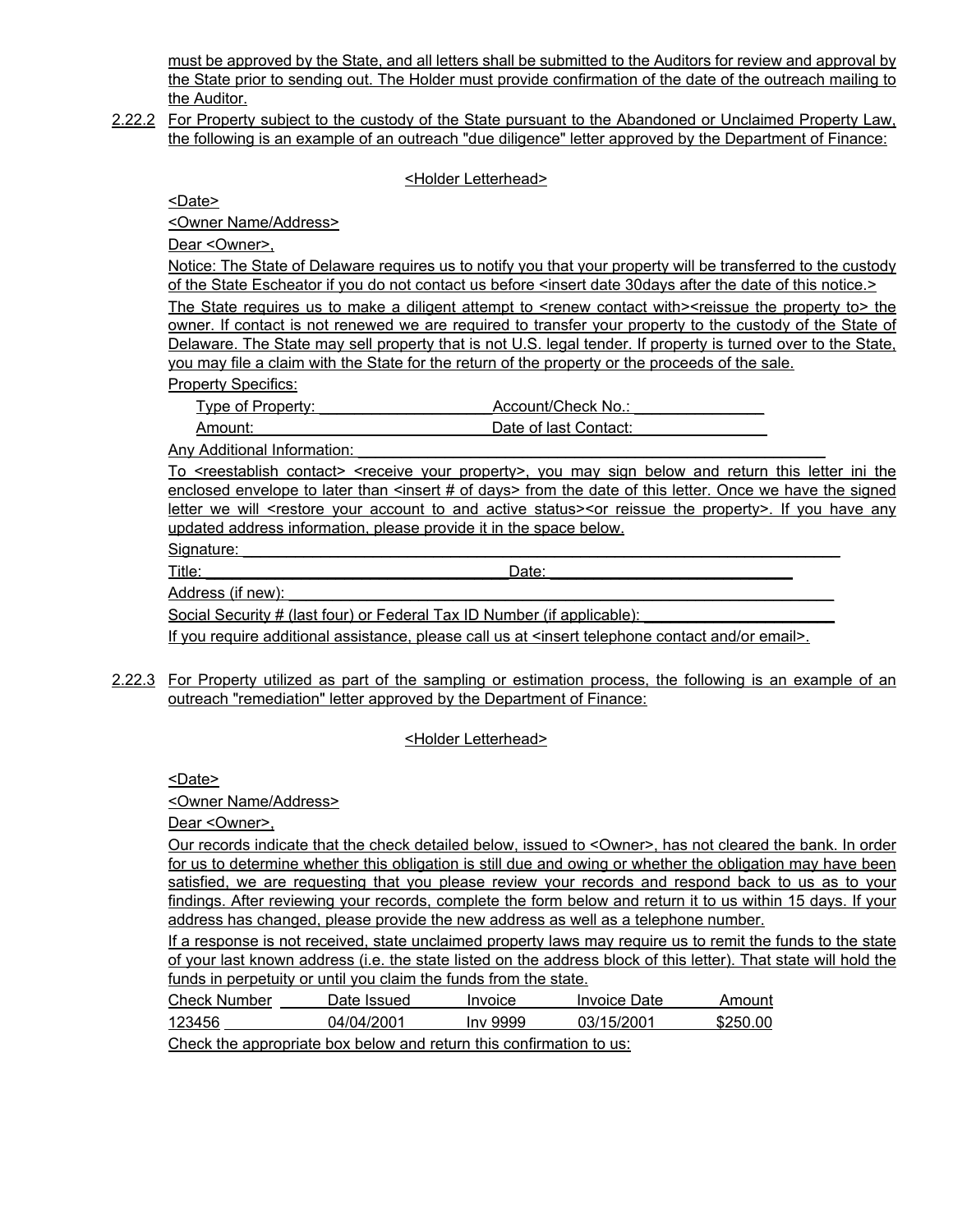must be approved by the State, and all letters shall be submitted to the Auditors for review and approval by the State prior to sending out. The Holder must provide confirmation of the date of the outreach mailing to the Auditor.

2.22.2 For Property subject to the custody of the State pursuant to the Abandoned or Unclaimed Property Law, the following is an example of an outreach "due diligence" letter approved by the Department of Finance:

<Holder Letterhead>

<Date>

<Owner Name/Address>

Dear <Owner>,

Notice: The State of Delaware requires us to notify you that your property will be transferred to the custody of the State Escheator if you do not contact us before <insert date 30days after the date of this notice.>

The State requires us to make a diligent attempt to <renew contact with><reissue the property to> the owner. If contact is not renewed we are required to transfer your property to the custody of the State of Delaware. The State may sell property that is not U.S. legal tender. If property is turned over to the State, you may file a claim with the State for the return of the property or the proceeds of the sale.

Property Specifics:

Type of Property: ____________________ Account/Check No.: _______________

Amount: __________________________ Date of last Contact: ________________

Any Additional Information: ________________________________________________________

To <reestablish contact> <receive your property>, you may sign below and return this letter ini the enclosed envelope to later than <insert # of days> from the date of this letter. Once we have the signed letter we will <restore your account to and active status><or reissue the property>. If you have any updated address information, please provide it in the space below.

Signature: ___________________________________________________________________________

Title: ____________________________________Date: ______________________________

Address (if new): _____________________________________________________________________

Social Security # (last four) or Federal Tax ID Number (if applicable): ______________________

If you require additional assistance, please call us at <insert telephone contact and/or email>.

2.22.3 For Property utilized as part of the sampling or estimation process, the following is an example of an outreach "remediation" letter approved by the Department of Finance:

<Holder Letterhead>

<Date>

<Owner Name/Address>

Dear <Owner>,

Our records indicate that the check detailed below, issued to <Owner>, has not cleared the bank. In order for us to determine whether this obligation is still due and owing or whether the obligation may have been satisfied, we are requesting that you please review your records and respond back to us as to your findings. After reviewing your records, complete the form below and return it to us within 15 days. If your address has changed, please provide the new address as well as a telephone number.

If a response is not received, state unclaimed property laws may require us to remit the funds to the state of your last known address (i.e. the state listed on the address block of this letter). That state will hold the funds in perpetuity or until you claim the funds from the state.

| Check Number | Date Issued | Invoice | Invoice Date | Amount |
|---|---|---|---|---|
| 123456 | 04/04/2001 | Inv 9999 | 03/15/2001 | $250.00 |

Check the appropriate box below and return this confirmation to us: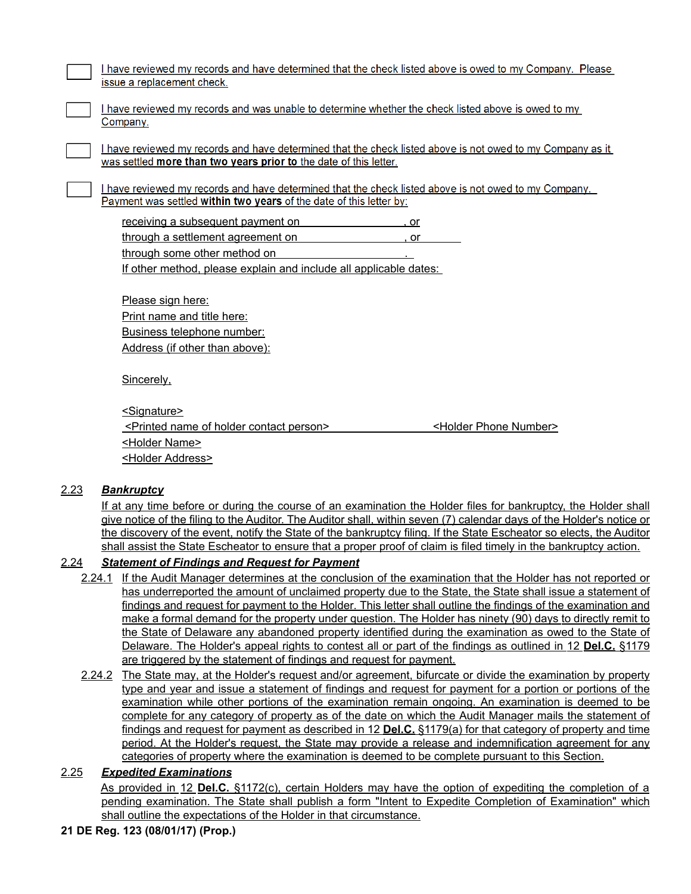☐ I have reviewed my records and have determined that the check listed above is owed to my Company. Please issue a replacement check.

☐ I have reviewed my records and was unable to determine whether the check listed above is owed to my Company.

☐ I have reviewed my records and have determined that the check listed above is not owed to my Company as it was settled **more than two years prior to** the date of this letter.

☐ I have reviewed my records and have determined that the check listed above is not owed to my Company. Payment was settled **within two years** of the date of this letter by:

receiving a subsequent payment on \_\_\_\_\_\_\_\_\_\_\_\_\_\_\_\_\_\_, or
through a settlement agreement on \_\_\_\_\_\_\_\_\_\_\_\_\_\_\_\_\_\_, or
through some other method on \_\_\_\_\_\_\_\_\_\_\_\_\_\_\_\_\_\_.
If other method, please explain and include all applicable dates:

Please sign here:
Print name and title here:
Business telephone number:
Address (if other than above):

Sincerely,

<Signature>
<Printed name of holder contact person> <Holder Phone Number>
<Holder Name>
<Holder Address>

2.23 ***Bankruptcy***

If at any time before or during the course of an examination the Holder files for bankruptcy, the Holder shall give notice of the filing to the Auditor. The Auditor shall, within seven (7) calendar days of the Holder's notice or the discovery of the event, notify the State of the bankruptcy filing. If the State Escheator so elects, the Auditor shall assist the State Escheator to ensure that a proper proof of claim is filed timely in the bankruptcy action.

2.24 ***Statement of Findings and Request for Payment***

2.24.1 If the Audit Manager determines at the conclusion of the examination that the Holder has not reported or has underreported the amount of unclaimed property due to the State, the State shall issue a statement of findings and request for payment to the Holder. This letter shall outline the findings of the examination and make a formal demand for the property under question. The Holder has ninety (90) days to directly remit to the State of Delaware any abandoned property identified during the examination as owed to the State of Delaware. The Holder's appeal rights to contest all or part of the findings as outlined in 12 **Del.C.** §1179 are triggered by the statement of findings and request for payment.

2.24.2 The State may, at the Holder's request and/or agreement, bifurcate or divide the examination by property type and year and issue a statement of findings and request for payment for a portion or portions of the examination while other portions of the examination remain ongoing. An examination is deemed to be complete for any category of property as of the date on which the Audit Manager mails the statement of findings and request for payment as described in 12 **Del.C.** §1179(a) for that category of property and time period. At the Holder's request, the State may provide a release and indemnification agreement for any categories of property where the examination is deemed to be complete pursuant to this Section.

2.25 ***Expedited Examinations***

As provided in 12 **Del.C.** §1172(c), certain Holders may have the option of expediting the completion of a pending examination. The State shall publish a form "Intent to Expedite Completion of Examination" which shall outline the expectations of the Holder in that circumstance.

**21 DE Reg. 123 (08/01/17) (Prop.)**